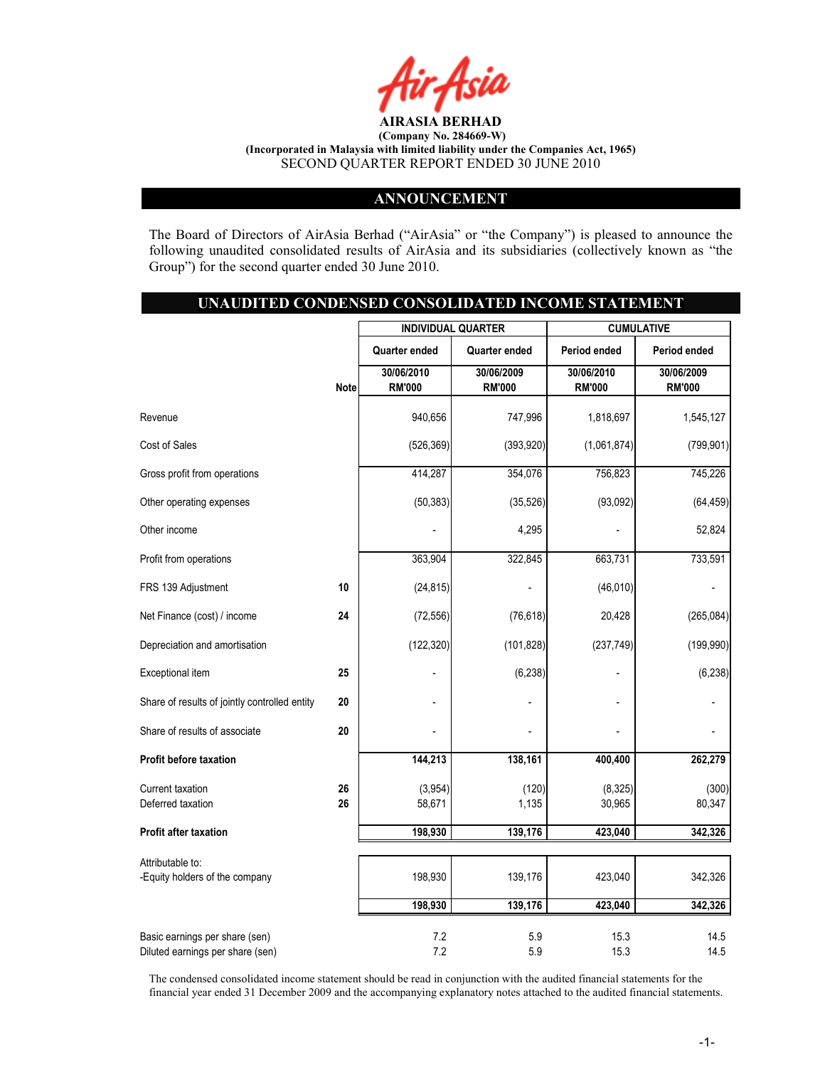**AIRASIA BERHAD**
**(Company No. 284669-W)**
**(Incorporated in Malaysia with limited liability under the Companies Act, 1965)**
SECOND QUARTER REPORT ENDED 30 JUNE 2010

## ANNOUNCEMENT

The Board of Directors of AirAsia Berhad ("AirAsia" or "the Company") is pleased to announce the following unaudited consolidated results of AirAsia and its subsidiaries (collectively known as "the Group") for the second quarter ended 30 June 2010.

## UNAUDITED CONDENSED CONSOLIDATED INCOME STATEMENT

| | | INDIVIDUAL QUARTER | | CUMULATIVE | |
|---|---|---|---|---|---|
| | | Quarter ended | Quarter ended | Period ended | Period ended |
| | Note | 30/06/2010 RM'000 | 30/06/2009 RM'000 | 30/06/2010 RM'000 | 30/06/2009 RM'000 |
| Revenue | | 940,656 | 747,996 | 1,818,697 | 1,545,127 |
| Cost of Sales | | (526,369) | (393,920) | (1,061,874) | (799,901) |
| Gross profit from operations | | 414,287 | 354,076 | 756,823 | 745,226 |
| Other operating expenses | | (50,383) | (35,526) | (93,092) | (64,459) |
| Other income | | - | 4,295 | - | 52,824 |
| Profit from operations | | 363,904 | 322,845 | 663,731 | 733,591 |
| FRS 139 Adjustment | 10 | (24,815) | - | (46,010) | - |
| Net Finance (cost) / income | 24 | (72,556) | (76,618) | 20,428 | (265,084) |
| Depreciation and amortisation | | (122,320) | (101,828) | (237,749) | (199,990) |
| Exceptional item | 25 | - | (6,238) | - | (6,238) |
| Share of results of jointly controlled entity | 20 | - | - | - | - |
| Share of results of associate | 20 | - | - | - | - |
| **Profit before taxation** | | **144,213** | **138,161** | **400,400** | **262,279** |
| Current taxation | 26 | (3,954) | (120) | (8,325) | (300) |
| Deferred taxation | 26 | 58,671 | 1,135 | 30,965 | 80,347 |
| **Profit after taxation** | | **198,930** | **139,176** | **423,040** | **342,326** |
| Attributable to: | | | | | |
| -Equity holders of the company | | 198,930 | 139,176 | 423,040 | 342,326 |
| | | **198,930** | **139,176** | **423,040** | **342,326** |
| Basic earnings per share (sen) | | 7.2 | 5.9 | 15.3 | 14.5 |
| Diluted earnings per share (sen) | | 7.2 | 5.9 | 15.3 | 14.5 |

The condensed consolidated income statement should be read in conjunction with the audited financial statements for the financial year ended 31 December 2009 and the accompanying explanatory notes attached to the audited financial statements.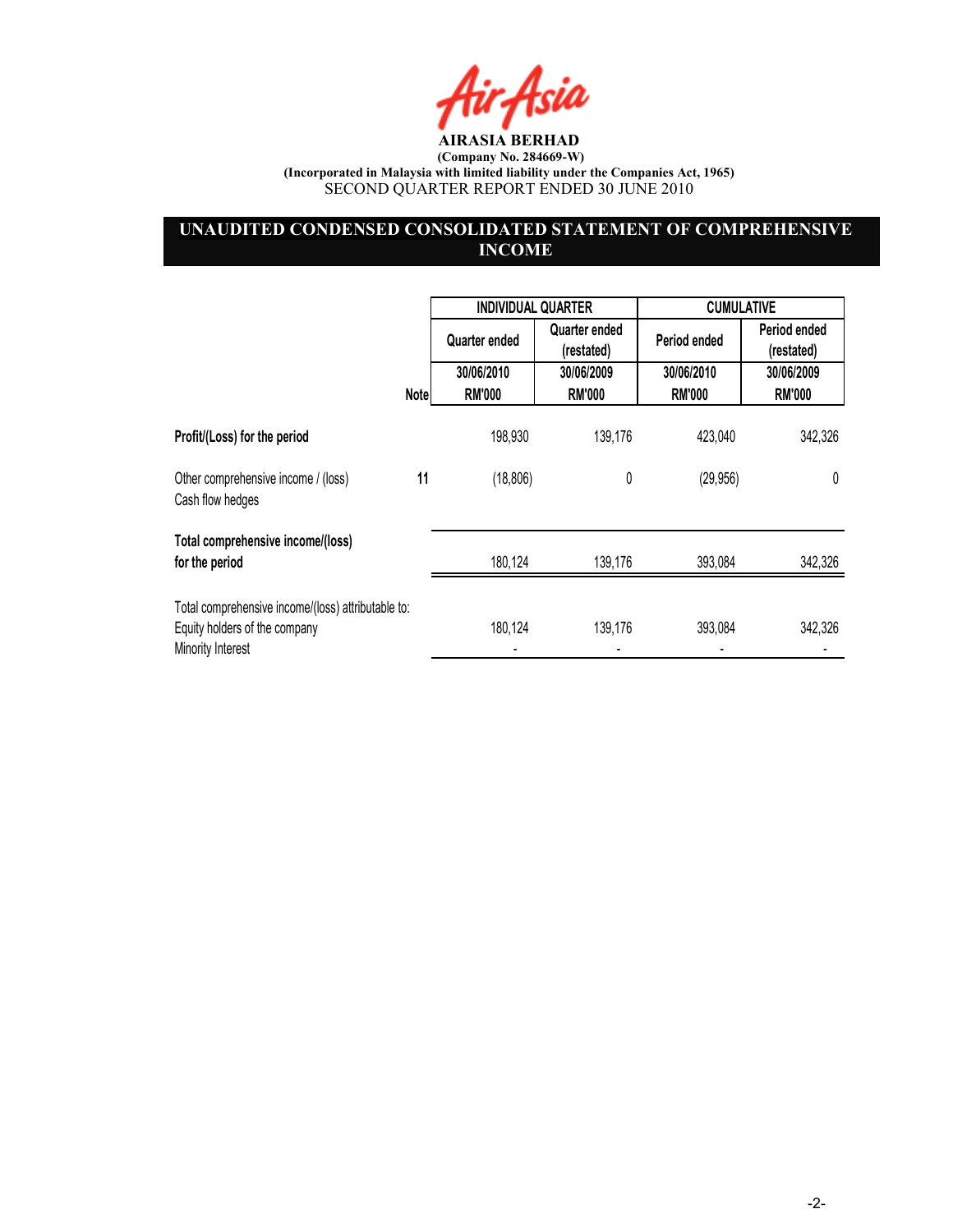**AIRASIA BERHAD**

**(Company No. 284669-W)**

**(Incorporated in Malaysia with limited liability under the Companies Act, 1965)**

SECOND QUARTER REPORT ENDED 30 JUNE 2010

## UNAUDITED CONDENSED CONSOLIDATED STATEMENT OF COMPREHENSIVE INCOME

| | Note | INDIVIDUAL QUARTER | | CUMULATIVE | |
|---|---|---|---|---|---|
| | | Quarter ended | Quarter ended (restated) | Period ended | Period ended (restated) |
| | | 30/06/2010 RM'000 | 30/06/2009 RM'000 | 30/06/2010 RM'000 | 30/06/2009 RM'000 |
| **Profit/(Loss) for the period** | | 198,930 | 139,176 | 423,040 | 342,326 |
| Other comprehensive income / (loss) Cash flow hedges | 11 | (18,806) | 0 | (29,956) | 0 |
| **Total comprehensive income/(loss) for the period** | | 180,124 | 139,176 | 393,084 | 342,326 |
| Total comprehensive income/(loss) attributable to: | | | | | |
| Equity holders of the company | | 180,124 | 139,176 | 393,084 | 342,326 |
| Minority Interest | | - | - | - | - |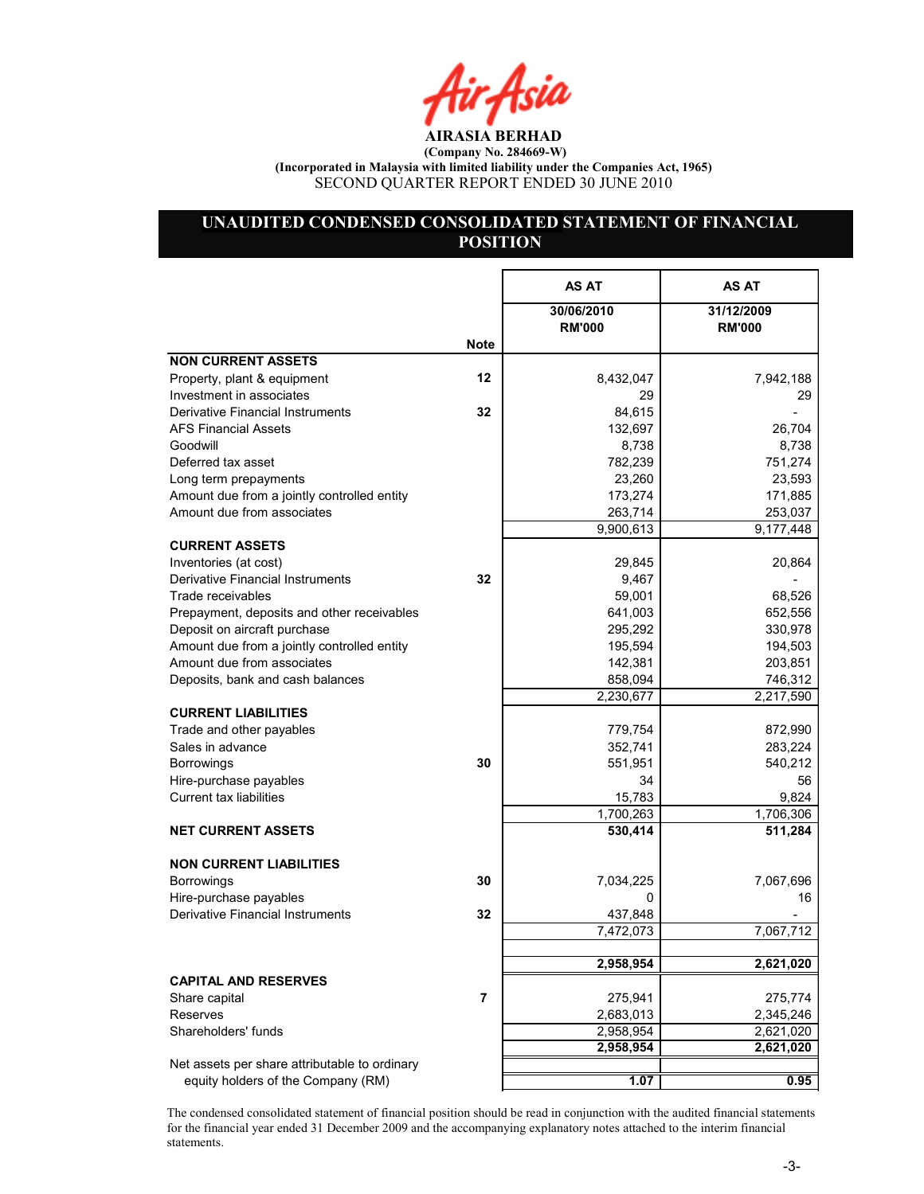**AIRASIA BERHAD**

**(Company No. 284669-W)**

**(Incorporated in Malaysia with limited liability under the Companies Act, 1965)**

SECOND QUARTER REPORT ENDED 30 JUNE 2010

## UNAUDITED CONDENSED CONSOLIDATED STATEMENT OF FINANCIAL POSITION

| | Note | AS AT 30/06/2010 RM'000 | AS AT 31/12/2009 RM'000 |
|---|---|---|---|
| **NON CURRENT ASSETS** | | | |
| Property, plant & equipment | 12 | 8,432,047 | 7,942,188 |
| Investment in associates | | 29 | 29 |
| Derivative Financial Instruments | 32 | 84,615 | - |
| AFS Financial Assets | | 132,697 | 26,704 |
| Goodwill | | 8,738 | 8,738 |
| Deferred tax asset | | 782,239 | 751,274 |
| Long term prepayments | | 23,260 | 23,593 |
| Amount due from a jointly controlled entity | | 173,274 | 171,885 |
| Amount due from associates | | 263,714 | 253,037 |
| | | 9,900,613 | 9,177,448 |
| **CURRENT ASSETS** | | | |
| Inventories (at cost) | | 29,845 | 20,864 |
| Derivative Financial Instruments | 32 | 9,467 | - |
| Trade receivables | | 59,001 | 68,526 |
| Prepayment, deposits and other receivables | | 641,003 | 652,556 |
| Deposit on aircraft purchase | | 295,292 | 330,978 |
| Amount due from a jointly controlled entity | | 195,594 | 194,503 |
| Amount due from associates | | 142,381 | 203,851 |
| Deposits, bank and cash balances | | 858,094 | 746,312 |
| | | 2,230,677 | 2,217,590 |
| **CURRENT LIABILITIES** | | | |
| Trade and other payables | | 779,754 | 872,990 |
| Sales in advance | | 352,741 | 283,224 |
| Borrowings | 30 | 551,951 | 540,212 |
| Hire-purchase payables | | 34 | 56 |
| Current tax liabilities | | 15,783 | 9,824 |
| | | 1,700,263 | 1,706,306 |
| **NET CURRENT ASSETS** | | **530,414** | **511,284** |
| **NON CURRENT LIABILITIES** | | | |
| Borrowings | 30 | 7,034,225 | 7,067,696 |
| Hire-purchase payables | | 0 | 16 |
| Derivative Financial Instruments | 32 | 437,848 | - |
| | | 7,472,073 | 7,067,712 |
| | | **2,958,954** | **2,621,020** |
| **CAPITAL AND RESERVES** | | | |
| Share capital | 7 | 275,941 | 275,774 |
| Reserves | | 2,683,013 | 2,345,246 |
| Shareholders' funds | | 2,958,954 | 2,621,020 |
| | | **2,958,954** | **2,621,020** |
| Net assets per share attributable to ordinary equity holders of the Company (RM) | | **1.07** | **0.95** |

The condensed consolidated statement of financial position should be read in conjunction with the audited financial statements for the financial year ended 31 December 2009 and the accompanying explanatory notes attached to the interim financial statements.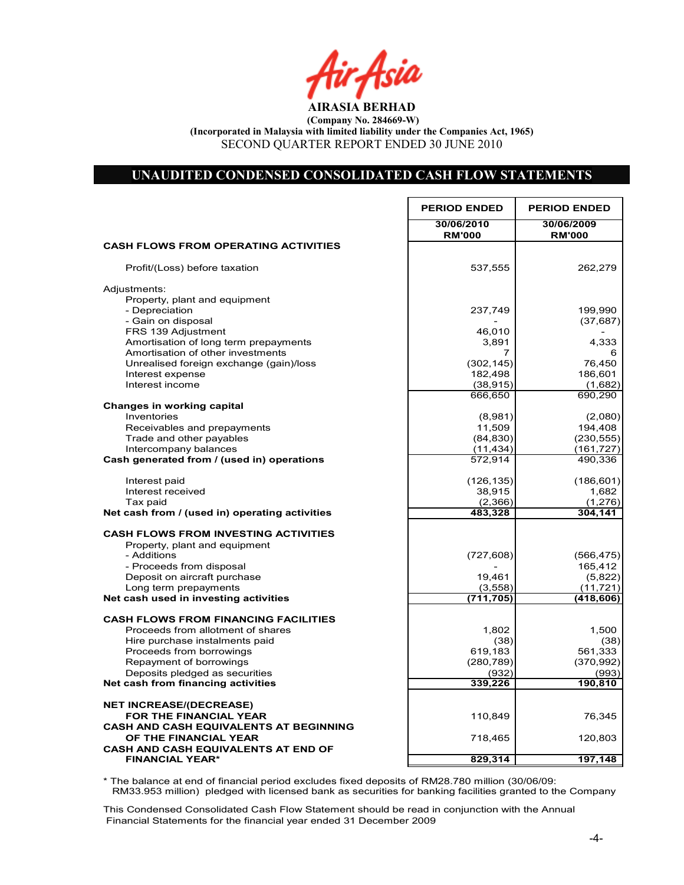# AIRASIA BERHAD

**(Company No. 284669-W)**
**(Incorporated in Malaysia with limited liability under the Companies Act, 1965)**
SECOND QUARTER REPORT ENDED 30 JUNE 2010

## UNAUDITED CONDENSED CONSOLIDATED CASH FLOW STATEMENTS

| | PERIOD ENDED 30/06/2010 RM'000 | PERIOD ENDED 30/06/2009 RM'000 |
|---|---|---|
| **CASH FLOWS FROM OPERATING ACTIVITIES** | | |
| Profit/(Loss) before taxation | 537,555 | 262,279 |
| Adjustments: | | |
| Property, plant and equipment | | |
| - Depreciation | 237,749 | 199,990 |
| - Gain on disposal | - | (37,687) |
| FRS 139 Adjustment | 46,010 | - |
| Amortisation of long term prepayments | 3,891 | 4,333 |
| Amortisation of other investments | 7 | 6 |
| Unrealised foreign exchange (gain)/loss | (302,145) | 76,450 |
| Interest expense | 182,498 | 186,601 |
| Interest income | (38,915) | (1,682) |
| | 666,650 | 690,290 |
| **Changes in working capital** | | |
| Inventories | (8,981) | (2,080) |
| Receivables and prepayments | 11,509 | 194,408 |
| Trade and other payables | (84,830) | (230,555) |
| Intercompany balances | (11,434) | (161,727) |
| **Cash generated from / (used in) operations** | 572,914 | 490,336 |
| Interest paid | (126,135) | (186,601) |
| Interest received | 38,915 | 1,682 |
| Tax paid | (2,366) | (1,276) |
| **Net cash from / (used in) operating activities** | **483,328** | **304,141** |
| **CASH FLOWS FROM INVESTING ACTIVITIES** | | |
| Property, plant and equipment | | |
| - Additions | (727,608) | (566,475) |
| - Proceeds from disposal | - | 165,412 |
| Deposit on aircraft purchase | 19,461 | (5,822) |
| Long term prepayments | (3,558) | (11,721) |
| **Net cash used in investing activities** | **(711,705)** | **(418,606)** |
| **CASH FLOWS FROM FINANCING FACILITIES** | | |
| Proceeds from allotment of shares | 1,802 | 1,500 |
| Hire purchase instalments paid | (38) | (38) |
| Proceeds from borrowings | 619,183 | 561,333 |
| Repayment of borrowings | (280,789) | (370,992) |
| Deposits pledged as securities | (932) | (993) |
| **Net cash from financing activities** | **339,226** | **190,810** |
| **NET INCREASE/(DECREASE) FOR THE FINANCIAL YEAR** | 110,849 | 76,345 |
| **CASH AND CASH EQUIVALENTS AT BEGINNING OF THE FINANCIAL YEAR** | 718,465 | 120,803 |
| **CASH AND CASH EQUIVALENTS AT END OF FINANCIAL YEAR*** | **829,314** | **197,148** |

* The balance at end of financial period excludes fixed deposits of RM28.780 million (30/06/09: RM33.953 million) pledged with licensed bank as securities for banking facilities granted to the Company

This Condensed Consolidated Cash Flow Statement should be read in conjunction with the Annual Financial Statements for the financial year ended 31 December 2009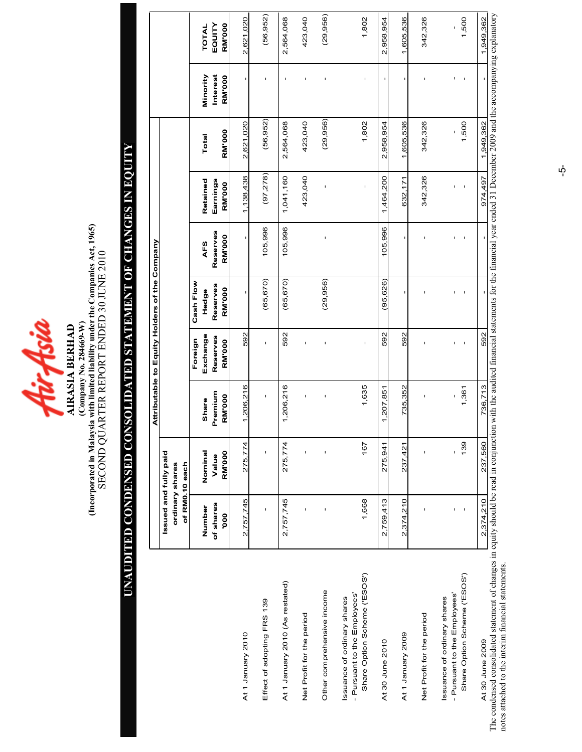**AIRASIA BERHAD**
**(Company No. 284669-W)**
**(Incorporated in Malaysia with limited liability under the Companies Act, 1965)**
SECOND QUARTER REPORT ENDED 30 JUNE 2010

# UNAUDITED CONDENSED CONSOLIDATED STATEMENT OF CHANGES IN EQUITY

| | Issued and fully paid ordinary shares of RM0.10 each | | Attributable to Equity Holders of the Company | | | | | | | |
|---|---|---|---|---|---|---|---|---|---|---|
| | Number of shares '000 | Nominal Value RM'000 | Share Premium RM'000 | Foreign Exchange Reserves RM'000 | Cash Flow Hedge Reserves RM'000 | AFS Reserves RM'000 | Retained Earnings RM'000 | Total RM'000 | Minority Interest RM'000 | TOTAL EQUITY RM'000 |
| At 1 January 2010 | 2,757,745 | 275,774 | 1,206,216 | 592 | - | - | 1,138,438 | 2,621,020 | - | 2,621,020 |
| Effect of adopting FRS 139 | - | - | - | - | (65,670) | 105,996 | (97,278) | (56,952) | - | (56,952) |
| At 1 January 2010 (As restated) | 2,757,745 | 275,774 | 1,206,216 | 592 | (65,670) | 105,996 | 1,041,160 | 2,564,068 | - | 2,564,068 |
| Net Profit for the period | - | - | - | - | | | 423,040 | 423,040 | - | 423,040 |
| Other comprehensive income | - | - | - | - | (29,956) | - | - | (29,956) | - | (29,956) |
| Issuance of ordinary shares - Pursuant to the Employees' Share Option Scheme ('ESOS') | 1,668 | 167 | 1,635 | - | | | - | 1,802 | - | 1,802 |
| At 30 June 2010 | 2,759,413 | 275,941 | 1,207,851 | 592 | (95,626) | 105,996 | 1,464,200 | 2,958,954 | - | 2,958,954 |
| At 1 January 2009 | 2,374,210 | 237,421 | 735,352 | 592 | - | - | 632,171 | 1,605,536 | - | 1,605,536 |
| Net Profit for the period | - | - | - | - | - | - | 342,326 | 342,326 | - | 342,326 |
| Issuance of ordinary shares - Pursuant to the Employees' Share Option Scheme ('ESOS') | - | 139 | 1,361 | - | - | - | - | 1,500 | - | 1,500 |
| At 30 June 2009 | 2,374,210 | 237,560 | 736,713 | 592 | - | - | 974,497 | 1,949,362 | - | 1,949,362 |

The condensed consolidated statement of changes in equity should be read in conjunction with the audited financial statements for the financial year ended 31 December 2009 and the accompanying explanatory notes attached to the interim financial statements.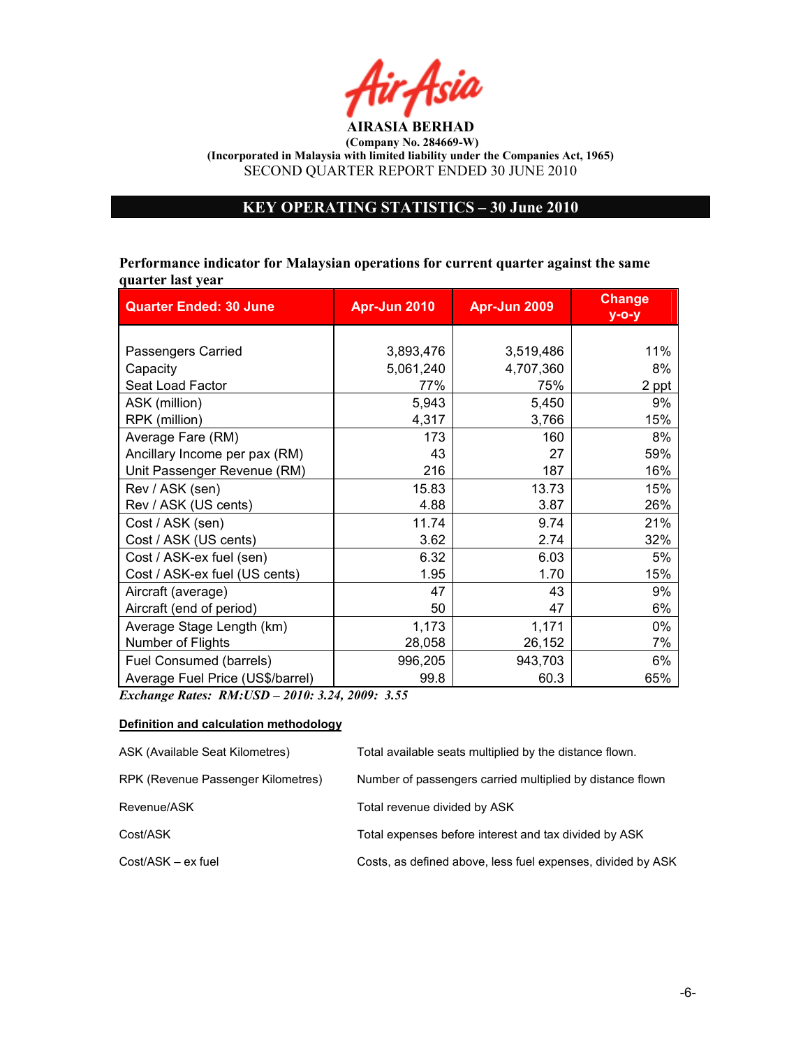**AIRASIA BERHAD**
**(Company No. 284669-W)**
**(Incorporated in Malaysia with limited liability under the Companies Act, 1965)**
SECOND QUARTER REPORT ENDED 30 JUNE 2010

# KEY OPERATING STATISTICS – 30 June 2010

**Performance indicator for Malaysian operations for current quarter against the same quarter last year**

| Quarter Ended: 30 June | Apr-Jun 2010 | Apr-Jun 2009 | Change y-o-y |
|---|---|---|---|
| Passengers Carried | 3,893,476 | 3,519,486 | 11% |
| Capacity | 5,061,240 | 4,707,360 | 8% |
| Seat Load Factor | 77% | 75% | 2 ppt |
| ASK (million) | 5,943 | 5,450 | 9% |
| RPK (million) | 4,317 | 3,766 | 15% |
| Average Fare (RM) | 173 | 160 | 8% |
| Ancillary Income per pax (RM) | 43 | 27 | 59% |
| Unit Passenger Revenue (RM) | 216 | 187 | 16% |
| Rev / ASK (sen) | 15.83 | 13.73 | 15% |
| Rev / ASK (US cents) | 4.88 | 3.87 | 26% |
| Cost / ASK (sen) | 11.74 | 9.74 | 21% |
| Cost / ASK (US cents) | 3.62 | 2.74 | 32% |
| Cost / ASK-ex fuel (sen) | 6.32 | 6.03 | 5% |
| Cost / ASK-ex fuel (US cents) | 1.95 | 1.70 | 15% |
| Aircraft (average) | 47 | 43 | 9% |
| Aircraft (end of period) | 50 | 47 | 6% |
| Average Stage Length (km) | 1,173 | 1,171 | 0% |
| Number of Flights | 28,058 | 26,152 | 7% |
| Fuel Consumed (barrels) | 996,205 | 943,703 | 6% |
| Average Fuel Price (US$/barrel) | 99.8 | 60.3 | 65% |

***Exchange Rates: RM:USD – 2010: 3.24, 2009: 3.55***

**Definition and calculation methodology**

| | |
|---|---|
| ASK (Available Seat Kilometres) | Total available seats multiplied by the distance flown. |
| RPK (Revenue Passenger Kilometres) | Number of passengers carried multiplied by distance flown |
| Revenue/ASK | Total revenue divided by ASK |
| Cost/ASK | Total expenses before interest and tax divided by ASK |
| Cost/ASK – ex fuel | Costs, as defined above, less fuel expenses, divided by ASK |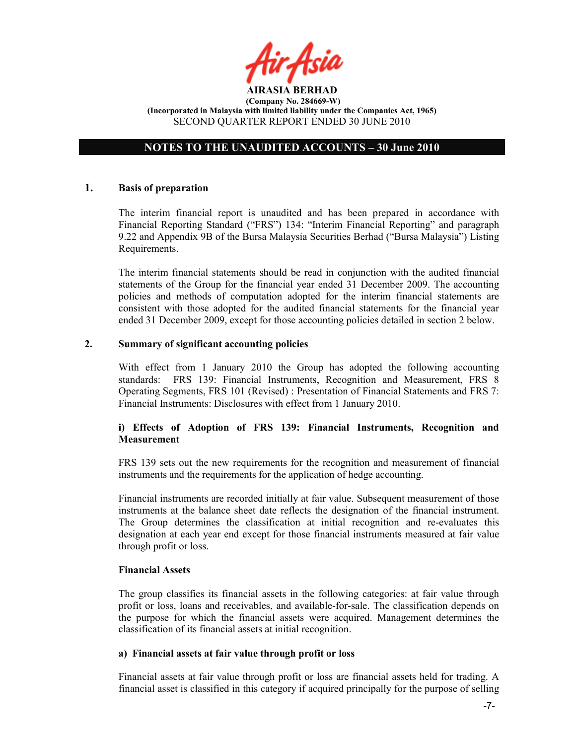**AIRASIA BERHAD**
**(Company No. 284669-W)**
**(Incorporated in Malaysia with limited liability under the Companies Act, 1965)**
SECOND QUARTER REPORT ENDED 30 JUNE 2010

## NOTES TO THE UNAUDITED ACCOUNTS – 30 June 2010

### 1. Basis of preparation

The interim financial report is unaudited and has been prepared in accordance with Financial Reporting Standard ("FRS") 134: "Interim Financial Reporting" and paragraph 9.22 and Appendix 9B of the Bursa Malaysia Securities Berhad ("Bursa Malaysia") Listing Requirements.

The interim financial statements should be read in conjunction with the audited financial statements of the Group for the financial year ended 31 December 2009. The accounting policies and methods of computation adopted for the interim financial statements are consistent with those adopted for the audited financial statements for the financial year ended 31 December 2009, except for those accounting policies detailed in section 2 below.

### 2. Summary of significant accounting policies

With effect from 1 January 2010 the Group has adopted the following accounting standards: FRS 139: Financial Instruments, Recognition and Measurement, FRS 8 Operating Segments, FRS 101 (Revised) : Presentation of Financial Statements and FRS 7: Financial Instruments: Disclosures with effect from 1 January 2010.

**i) Effects of Adoption of FRS 139: Financial Instruments, Recognition and Measurement**

FRS 139 sets out the new requirements for the recognition and measurement of financial instruments and the requirements for the application of hedge accounting.

Financial instruments are recorded initially at fair value. Subsequent measurement of those instruments at the balance sheet date reflects the designation of the financial instrument. The Group determines the classification at initial recognition and re-evaluates this designation at each year end except for those financial instruments measured at fair value through profit or loss.

**Financial Assets**

The group classifies its financial assets in the following categories: at fair value through profit or loss, loans and receivables, and available-for-sale. The classification depends on the purpose for which the financial assets were acquired. Management determines the classification of its financial assets at initial recognition.

**a) Financial assets at fair value through profit or loss**

Financial assets at fair value through profit or loss are financial assets held for trading. A financial asset is classified in this category if acquired principally for the purpose of selling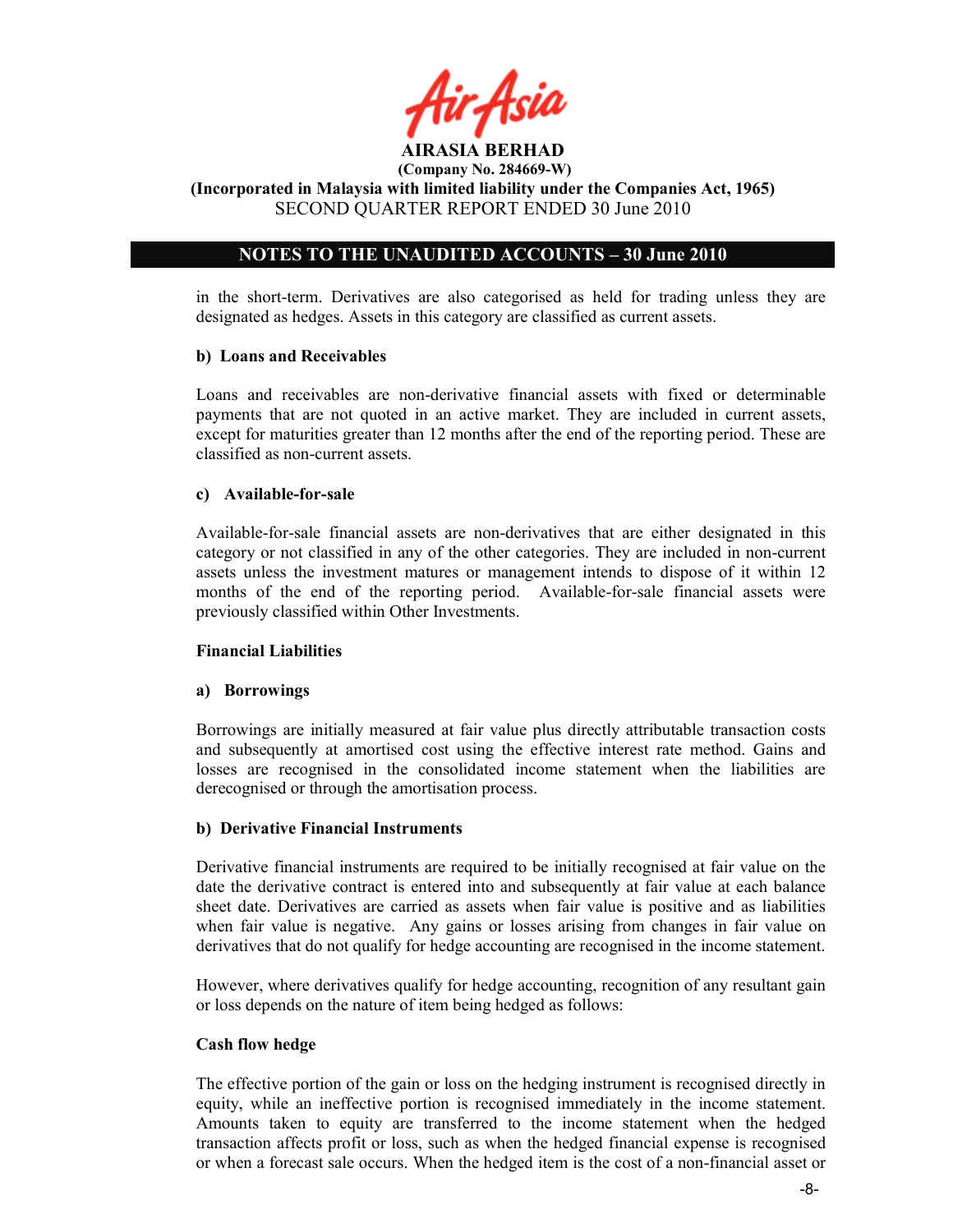in the short-term. Derivatives are also categorised as held for trading unless they are designated as hedges. Assets in this category are classified as current assets.

**b) Loans and Receivables**

Loans and receivables are non-derivative financial assets with fixed or determinable payments that are not quoted in an active market. They are included in current assets, except for maturities greater than 12 months after the end of the reporting period. These are classified as non-current assets.

**c) Available-for-sale**

Available-for-sale financial assets are non-derivatives that are either designated in this category or not classified in any of the other categories. They are included in non-current assets unless the investment matures or management intends to dispose of it within 12 months of the end of the reporting period. Available-for-sale financial assets were previously classified within Other Investments.

**Financial Liabilities**

**a) Borrowings**

Borrowings are initially measured at fair value plus directly attributable transaction costs and subsequently at amortised cost using the effective interest rate method. Gains and losses are recognised in the consolidated income statement when the liabilities are derecognised or through the amortisation process.

**b) Derivative Financial Instruments**

Derivative financial instruments are required to be initially recognised at fair value on the date the derivative contract is entered into and subsequently at fair value at each balance sheet date. Derivatives are carried as assets when fair value is positive and as liabilities when fair value is negative. Any gains or losses arising from changes in fair value on derivatives that do not qualify for hedge accounting are recognised in the income statement.

However, where derivatives qualify for hedge accounting, recognition of any resultant gain or loss depends on the nature of item being hedged as follows:

**Cash flow hedge**

The effective portion of the gain or loss on the hedging instrument is recognised directly in equity, while an ineffective portion is recognised immediately in the income statement. Amounts taken to equity are transferred to the income statement when the hedged transaction affects profit or loss, such as when the hedged financial expense is recognised or when a forecast sale occurs. When the hedged item is the cost of a non-financial asset or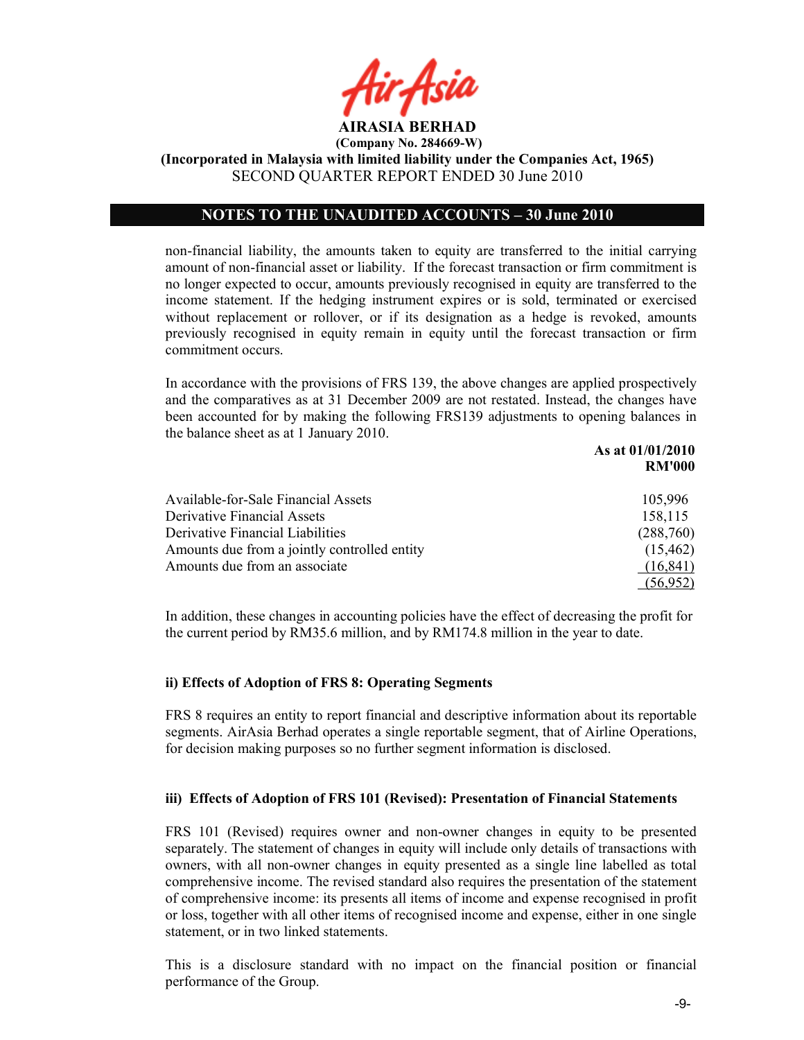non-financial liability, the amounts taken to equity are transferred to the initial carrying amount of non-financial asset or liability. If the forecast transaction or firm commitment is no longer expected to occur, amounts previously recognised in equity are transferred to the income statement. If the hedging instrument expires or is sold, terminated or exercised without replacement or rollover, or if its designation as a hedge is revoked, amounts previously recognised in equity remain in equity until the forecast transaction or firm commitment occurs.

In accordance with the provisions of FRS 139, the above changes are applied prospectively and the comparatives as at 31 December 2009 are not restated. Instead, the changes have been accounted for by making the following FRS139 adjustments to opening balances in the balance sheet as at 1 January 2010.

| | As at 01/01/2010 RM'000 |
|---|---|
| Available-for-Sale Financial Assets | 105,996 |
| Derivative Financial Assets | 158,115 |
| Derivative Financial Liabilities | (288,760) |
| Amounts due from a jointly controlled entity | (15,462) |
| Amounts due from an associate | (16,841) |
| | (56,952) |

In addition, these changes in accounting policies have the effect of decreasing the profit for the current period by RM35.6 million, and by RM174.8 million in the year to date.

**ii) Effects of Adoption of FRS 8: Operating Segments**

FRS 8 requires an entity to report financial and descriptive information about its reportable segments. AirAsia Berhad operates a single reportable segment, that of Airline Operations, for decision making purposes so no further segment information is disclosed.

**iii) Effects of Adoption of FRS 101 (Revised): Presentation of Financial Statements**

FRS 101 (Revised) requires owner and non-owner changes in equity to be presented separately. The statement of changes in equity will include only details of transactions with owners, with all non-owner changes in equity presented as a single line labelled as total comprehensive income. The revised standard also requires the presentation of the statement of comprehensive income: its presents all items of income and expense recognised in profit or loss, together with all other items of recognised income and expense, either in one single statement, or in two linked statements.

This is a disclosure standard with no impact on the financial position or financial performance of the Group.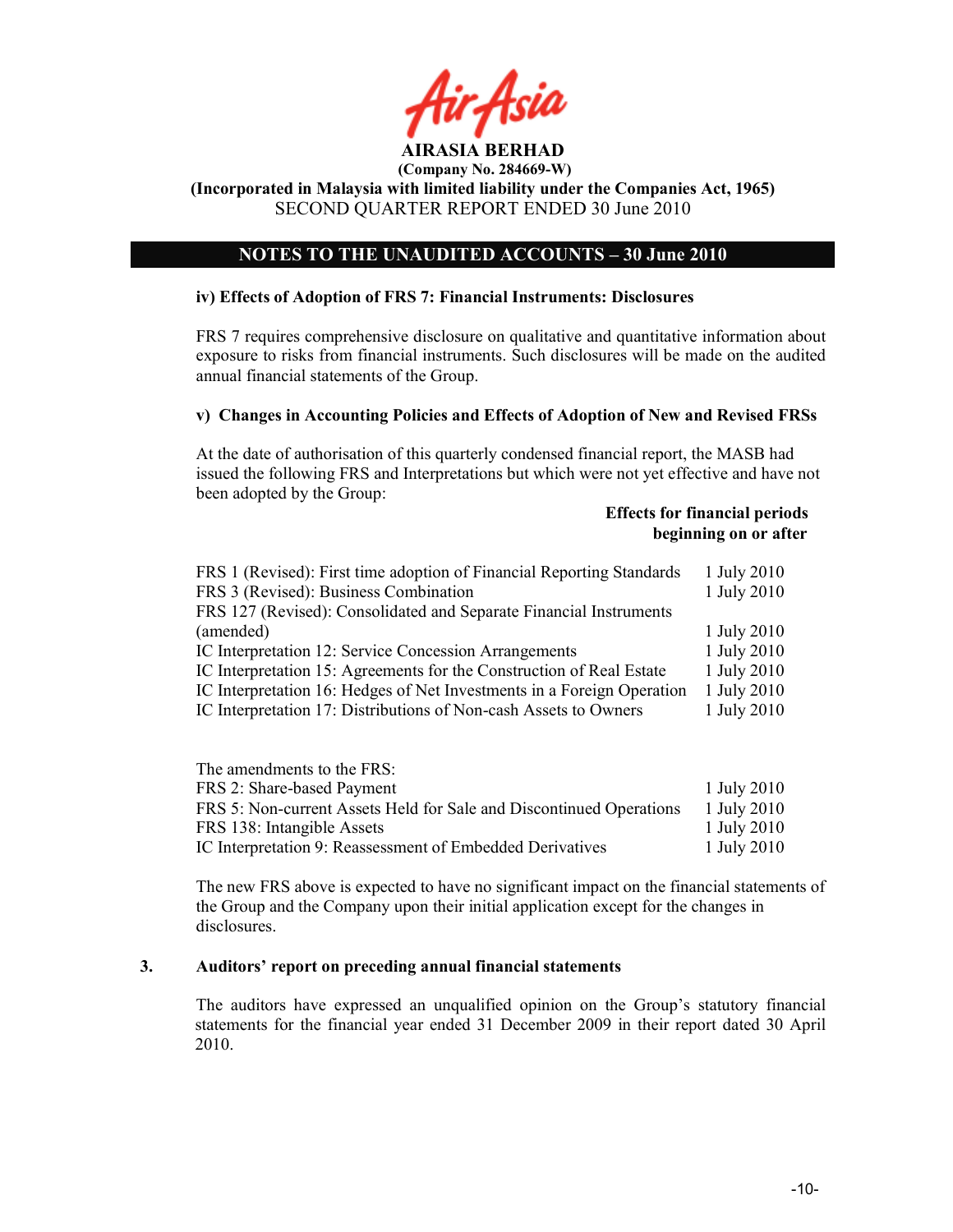**AIRASIA BERHAD**
**(Company No. 284669-W)**
**(Incorporated in Malaysia with limited liability under the Companies Act, 1965)**
SECOND QUARTER REPORT ENDED 30 June 2010

## NOTES TO THE UNAUDITED ACCOUNTS – 30 June 2010

### iv) Effects of Adoption of FRS 7: Financial Instruments: Disclosures

FRS 7 requires comprehensive disclosure on qualitative and quantitative information about exposure to risks from financial instruments. Such disclosures will be made on the audited annual financial statements of the Group.

### v) Changes in Accounting Policies and Effects of Adoption of New and Revised FRSs

At the date of authorisation of this quarterly condensed financial report, the MASB had issued the following FRS and Interpretations but which were not yet effective and have not been adopted by the Group:

| | **Effects for financial periods beginning on or after** |
|---|---|
| FRS 1 (Revised): First time adoption of Financial Reporting Standards | 1 July 2010 |
| FRS 3 (Revised): Business Combination | 1 July 2010 |
| FRS 127 (Revised): Consolidated and Separate Financial Instruments (amended) | 1 July 2010 |
| IC Interpretation 12: Service Concession Arrangements | 1 July 2010 |
| IC Interpretation 15: Agreements for the Construction of Real Estate | 1 July 2010 |
| IC Interpretation 16: Hedges of Net Investments in a Foreign Operation | 1 July 2010 |
| IC Interpretation 17: Distributions of Non-cash Assets to Owners | 1 July 2010 |

The amendments to the FRS:

| | |
|---|---|
| FRS 2: Share-based Payment | 1 July 2010 |
| FRS 5: Non-current Assets Held for Sale and Discontinued Operations | 1 July 2010 |
| FRS 138: Intangible Assets | 1 July 2010 |
| IC Interpretation 9: Reassessment of Embedded Derivatives | 1 July 2010 |

The new FRS above is expected to have no significant impact on the financial statements of the Group and the Company upon their initial application except for the changes in disclosures.

### 3. Auditors' report on preceding annual financial statements

The auditors have expressed an unqualified opinion on the Group's statutory financial statements for the financial year ended 31 December 2009 in their report dated 30 April 2010.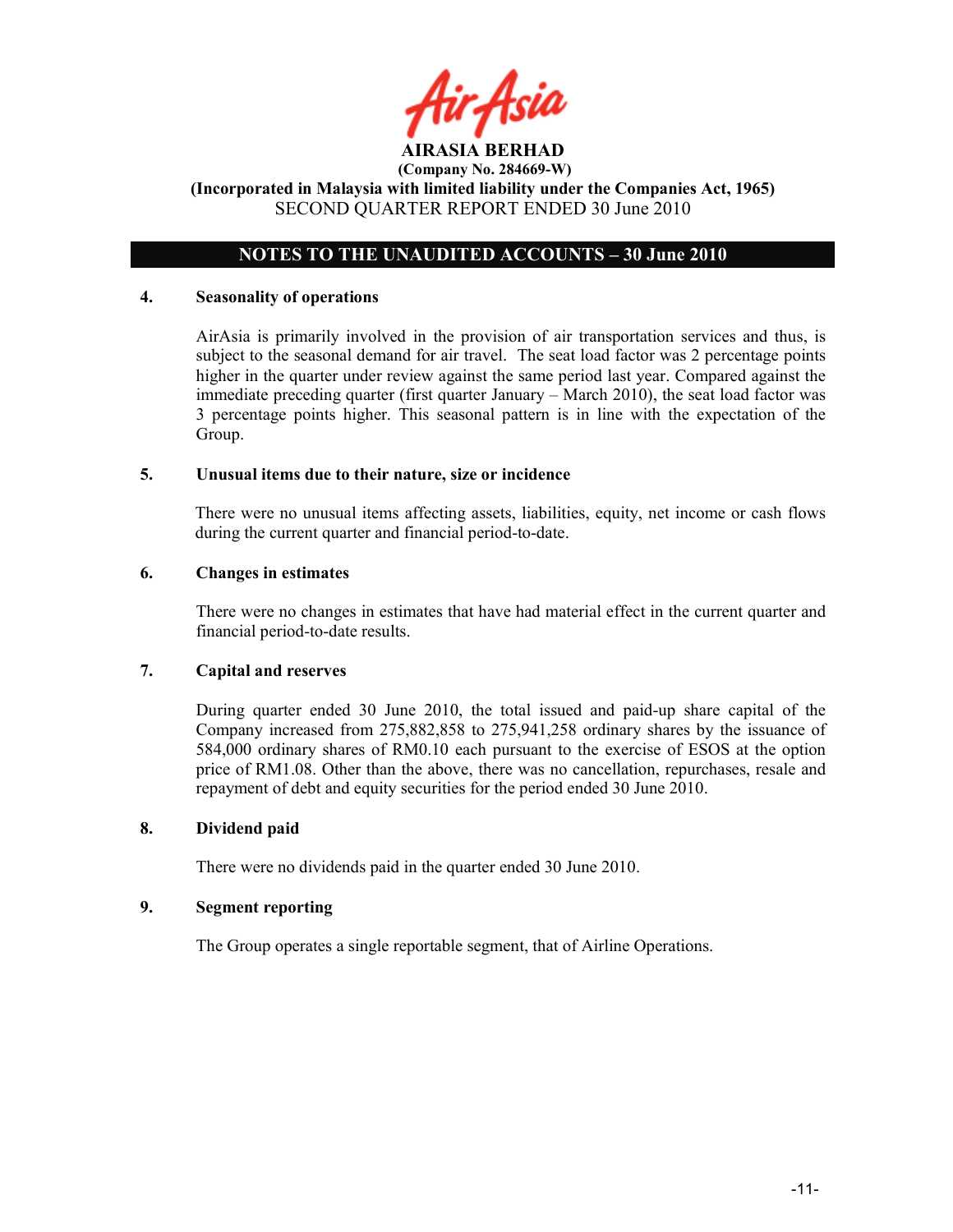**AIRASIA BERHAD**

**(Company No. 284669-W)**

**(Incorporated in Malaysia with limited liability under the Companies Act, 1965)**

SECOND QUARTER REPORT ENDED 30 June 2010

## NOTES TO THE UNAUDITED ACCOUNTS – 30 June 2010

### 4. Seasonality of operations

AirAsia is primarily involved in the provision of air transportation services and thus, is subject to the seasonal demand for air travel. The seat load factor was 2 percentage points higher in the quarter under review against the same period last year. Compared against the immediate preceding quarter (first quarter January – March 2010), the seat load factor was 3 percentage points higher. This seasonal pattern is in line with the expectation of the Group.

### 5. Unusual items due to their nature, size or incidence

There were no unusual items affecting assets, liabilities, equity, net income or cash flows during the current quarter and financial period-to-date.

### 6. Changes in estimates

There were no changes in estimates that have had material effect in the current quarter and financial period-to-date results.

### 7. Capital and reserves

During quarter ended 30 June 2010, the total issued and paid-up share capital of the Company increased from 275,882,858 to 275,941,258 ordinary shares by the issuance of 584,000 ordinary shares of RM0.10 each pursuant to the exercise of ESOS at the option price of RM1.08. Other than the above, there was no cancellation, repurchases, resale and repayment of debt and equity securities for the period ended 30 June 2010.

### 8. Dividend paid

There were no dividends paid in the quarter ended 30 June 2010.

### 9. Segment reporting

The Group operates a single reportable segment, that of Airline Operations.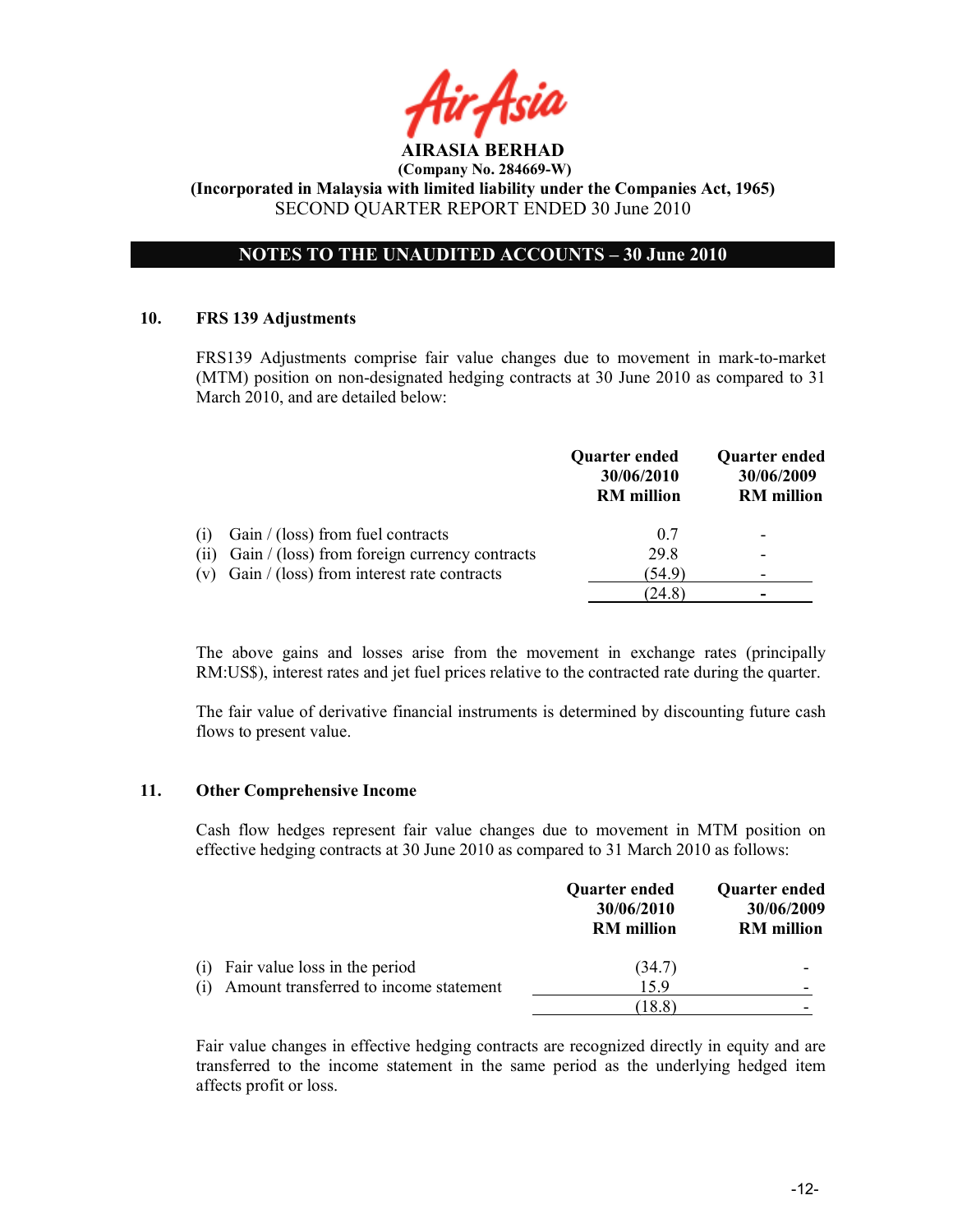**AIRASIA BERHAD**
**(Company No. 284669-W)**
**(Incorporated in Malaysia with limited liability under the Companies Act, 1965)**
SECOND QUARTER REPORT ENDED 30 June 2010

**NOTES TO THE UNAUDITED ACCOUNTS – 30 June 2010**

## 10. FRS 139 Adjustments

FRS139 Adjustments comprise fair value changes due to movement in mark-to-market (MTM) position on non-designated hedging contracts at 30 June 2010 as compared to 31 March 2010, and are detailed below:

| | Quarter ended 30/06/2010 RM million | Quarter ended 30/06/2009 RM million |
|---|---|---|
| (i) Gain / (loss) from fuel contracts | 0.7 | - |
| (ii) Gain / (loss) from foreign currency contracts | 29.8 | - |
| (v) Gain / (loss) from interest rate contracts | (54.9) | - |
| | (24.8) | - |

The above gains and losses arise from the movement in exchange rates (principally RM:US$), interest rates and jet fuel prices relative to the contracted rate during the quarter.

The fair value of derivative financial instruments is determined by discounting future cash flows to present value.

## 11. Other Comprehensive Income

Cash flow hedges represent fair value changes due to movement in MTM position on effective hedging contracts at 30 June 2010 as compared to 31 March 2010 as follows:

| | Quarter ended 30/06/2010 RM million | Quarter ended 30/06/2009 RM million |
|---|---|---|
| (i) Fair value loss in the period | (34.7) | - |
| (i) Amount transferred to income statement | 15.9 | - |
| | (18.8) | - |

Fair value changes in effective hedging contracts are recognized directly in equity and are transferred to the income statement in the same period as the underlying hedged item affects profit or loss.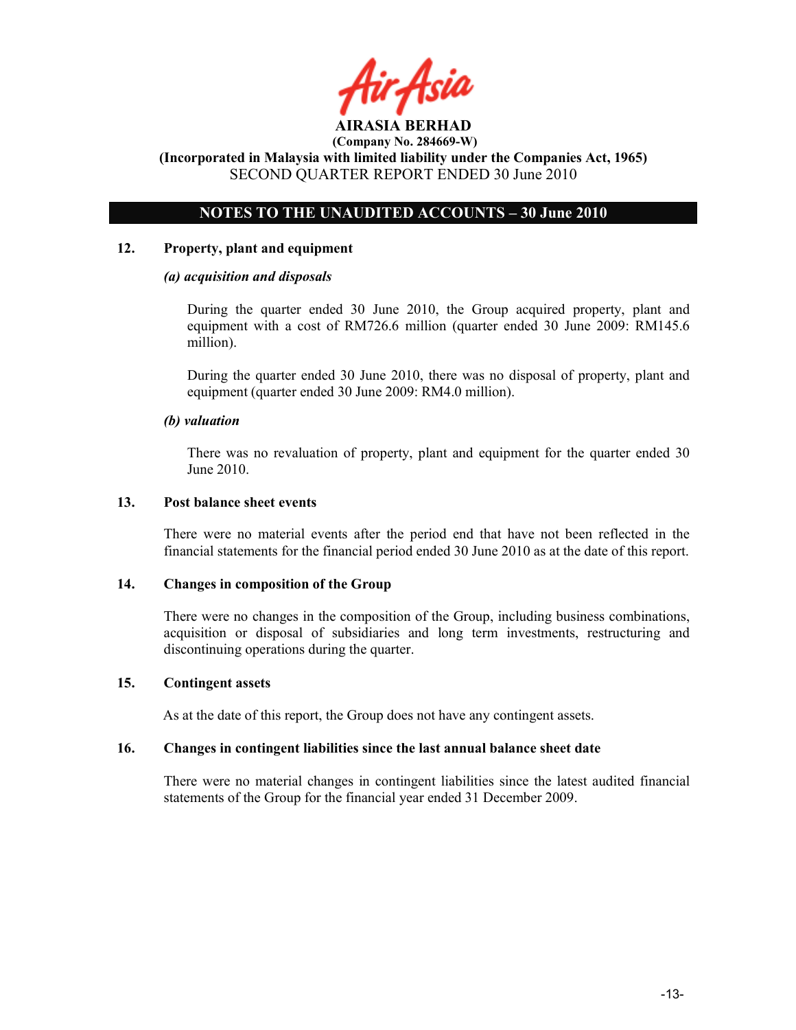**AIRASIA BERHAD**
**(Company No. 284669-W)**
**(Incorporated in Malaysia with limited liability under the Companies Act, 1965)**
SECOND QUARTER REPORT ENDED 30 June 2010

## NOTES TO THE UNAUDITED ACCOUNTS – 30 June 2010

### 12. Property, plant and equipment

***(a) acquisition and disposals***

During the quarter ended 30 June 2010, the Group acquired property, plant and equipment with a cost of RM726.6 million (quarter ended 30 June 2009: RM145.6 million).

During the quarter ended 30 June 2010, there was no disposal of property, plant and equipment (quarter ended 30 June 2009: RM4.0 million).

***(b) valuation***

There was no revaluation of property, plant and equipment for the quarter ended 30 June 2010.

### 13. Post balance sheet events

There were no material events after the period end that have not been reflected in the financial statements for the financial period ended 30 June 2010 as at the date of this report.

### 14. Changes in composition of the Group

There were no changes in the composition of the Group, including business combinations, acquisition or disposal of subsidiaries and long term investments, restructuring and discontinuing operations during the quarter.

### 15. Contingent assets

As at the date of this report, the Group does not have any contingent assets.

### 16. Changes in contingent liabilities since the last annual balance sheet date

There were no material changes in contingent liabilities since the latest audited financial statements of the Group for the financial year ended 31 December 2009.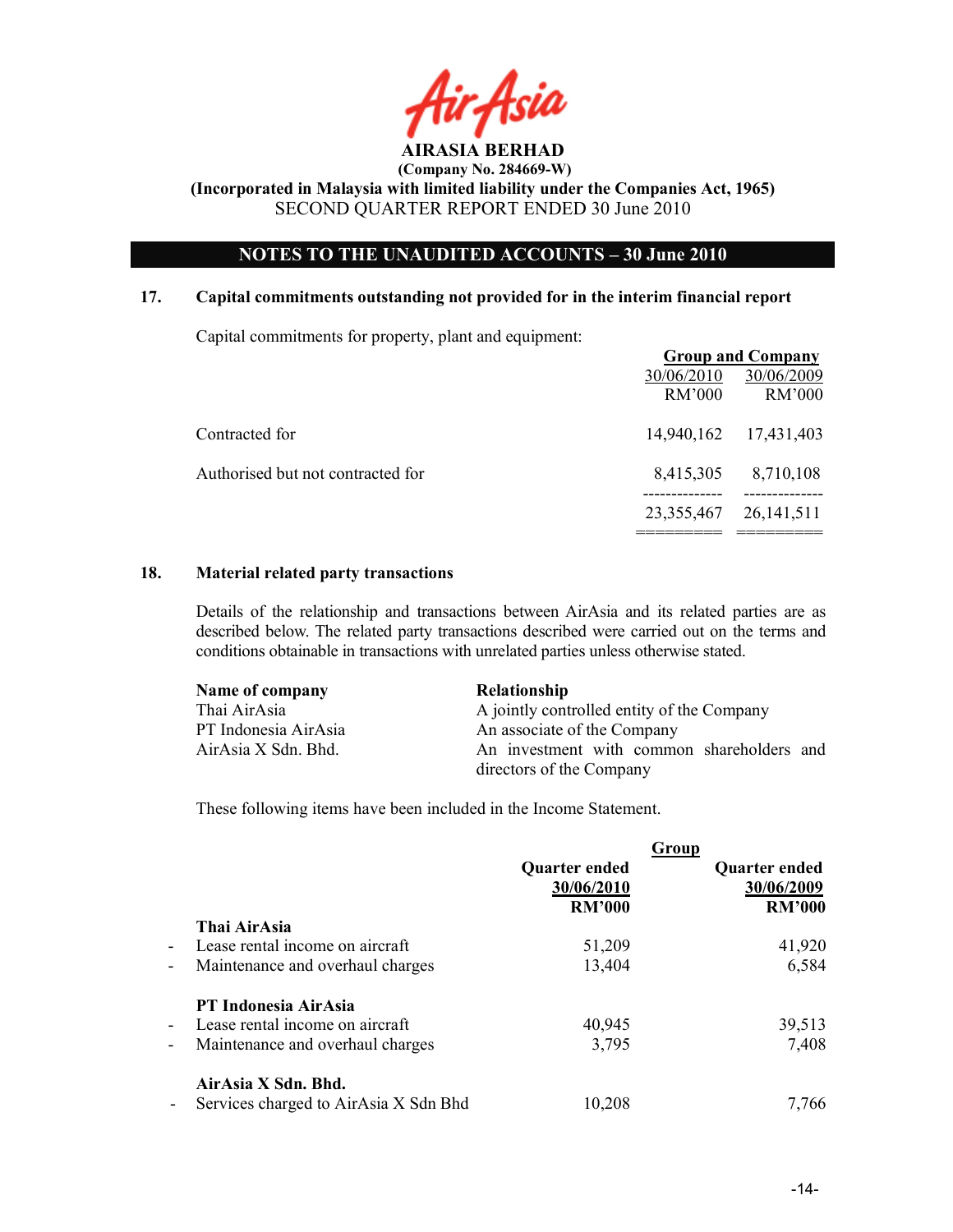**AIRASIA BERHAD**
**(Company No. 284669-W)**
**(Incorporated in Malaysia with limited liability under the Companies Act, 1965)**
SECOND QUARTER REPORT ENDED 30 June 2010

**NOTES TO THE UNAUDITED ACCOUNTS – 30 June 2010**

## 17. Capital commitments outstanding not provided for in the interim financial report

Capital commitments for property, plant and equipment:

| | Group and Company | |
|---|---|---|
| | 30/06/2010 RM'000 | 30/06/2009 RM'000 |
| Contracted for | 14,940,162 | 17,431,403 |
| Authorised but not contracted for | 8,415,305 | 8,710,108 |
| | 23,355,467 | 26,141,511 |

## 18. Material related party transactions

Details of the relationship and transactions between AirAsia and its related parties are as described below. The related party transactions described were carried out on the terms and conditions obtainable in transactions with unrelated parties unless otherwise stated.

| Name of company | Relationship |
|---|---|
| Thai AirAsia | A jointly controlled entity of the Company |
| PT Indonesia AirAsia | An associate of the Company |
| AirAsia X Sdn. Bhd. | An investment with common shareholders and directors of the Company |

These following items have been included in the Income Statement.

| | Group | |
|---|---|---|
| | Quarter ended 30/06/2010 RM'000 | Quarter ended 30/06/2009 RM'000 |
| **Thai AirAsia** | | |
| - Lease rental income on aircraft | 51,209 | 41,920 |
| - Maintenance and overhaul charges | 13,404 | 6,584 |
| **PT Indonesia AirAsia** | | |
| - Lease rental income on aircraft | 40,945 | 39,513 |
| - Maintenance and overhaul charges | 3,795 | 7,408 |
| **AirAsia X Sdn. Bhd.** | | |
| - Services charged to AirAsia X Sdn Bhd | 10,208 | 7,766 |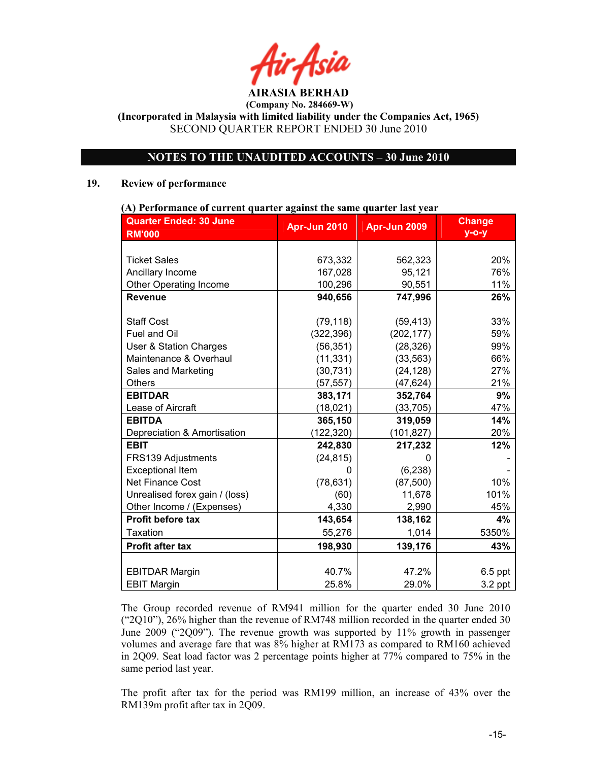AirAsia

**AIRASIA BERHAD**
**(Company No. 284669-W)**
**(Incorporated in Malaysia with limited liability under the Companies Act, 1965)**
SECOND QUARTER REPORT ENDED 30 June 2010

## NOTES TO THE UNAUDITED ACCOUNTS – 30 June 2010

### 19. Review of performance

**(A) Performance of current quarter against the same quarter last year**

| Quarter Ended: 30 June RM'000 | Apr-Jun 2010 | Apr-Jun 2009 | Change y-o-y |
|---|---|---|---|
| Ticket Sales | 673,332 | 562,323 | 20% |
| Ancillary Income | 167,028 | 95,121 | 76% |
| Other Operating Income | 100,296 | 90,551 | 11% |
| **Revenue** | **940,656** | **747,996** | **26%** |
| Staff Cost | (79,118) | (59,413) | 33% |
| Fuel and Oil | (322,396) | (202,177) | 59% |
| User & Station Charges | (56,351) | (28,326) | 99% |
| Maintenance & Overhaul | (11,331) | (33,563) | 66% |
| Sales and Marketing | (30,731) | (24,128) | 27% |
| Others | (57,557) | (47,624) | 21% |
| **EBITDAR** | **383,171** | **352,764** | **9%** |
| Lease of Aircraft | (18,021) | (33,705) | 47% |
| **EBITDA** | **365,150** | **319,059** | **14%** |
| Depreciation & Amortisation | (122,320) | (101,827) | 20% |
| **EBIT** | **242,830** | **217,232** | **12%** |
| FRS139 Adjustments | (24,815) | 0 | - |
| Exceptional Item | 0 | (6,238) | - |
| Net Finance Cost | (78,631) | (87,500) | 10% |
| Unrealised forex gain / (loss) | (60) | 11,678 | 101% |
| Other Income / (Expenses) | 4,330 | 2,990 | 45% |
| **Profit before tax** | **143,654** | **138,162** | **4%** |
| Taxation | 55,276 | 1,014 | 5350% |
| **Profit after tax** | **198,930** | **139,176** | **43%** |
| EBITDAR Margin | 40.7% | 47.2% | 6.5 ppt |
| EBIT Margin | 25.8% | 29.0% | 3.2 ppt |

The Group recorded revenue of RM941 million for the quarter ended 30 June 2010 ("2Q10"), 26% higher than the revenue of RM748 million recorded in the quarter ended 30 June 2009 ("2Q09"). The revenue growth was supported by 11% growth in passenger volumes and average fare that was 8% higher at RM173 as compared to RM160 achieved in 2Q09. Seat load factor was 2 percentage points higher at 77% compared to 75% in the same period last year.

The profit after tax for the period was RM199 million, an increase of 43% over the RM139m profit after tax in 2Q09.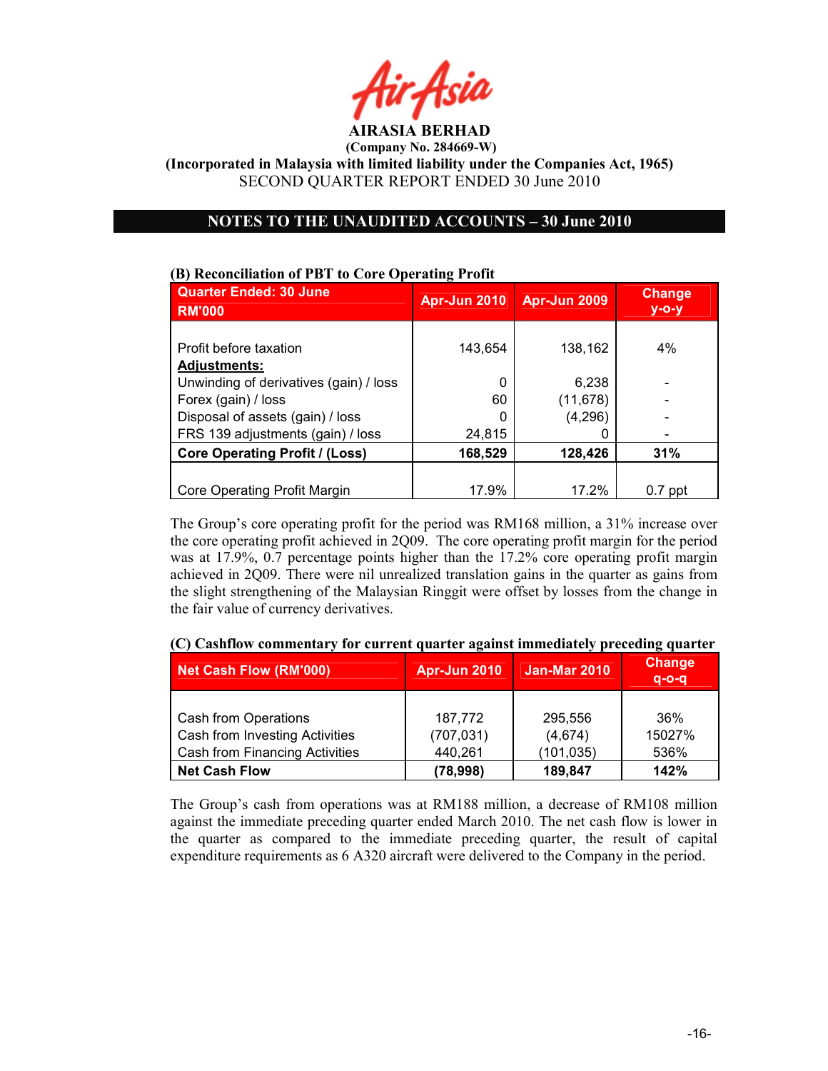**AIRASIA BERHAD**
**(Company No. 284669-W)**
**(Incorporated in Malaysia with limited liability under the Companies Act, 1965)**
SECOND QUARTER REPORT ENDED 30 June 2010

## NOTES TO THE UNAUDITED ACCOUNTS – 30 June 2010

**(B) Reconciliation of PBT to Core Operating Profit**

| Quarter Ended: 30 June RM'000 | Apr-Jun 2010 | Apr-Jun 2009 | Change y-o-y |
|---|---|---|---|
| Profit before taxation | 143,654 | 138,162 | 4% |
| **Adjustments:** | | | |
| Unwinding of derivatives (gain) / loss | 0 | 6,238 | - |
| Forex (gain) / loss | 60 | (11,678) | - |
| Disposal of assets (gain) / loss | 0 | (4,296) | - |
| FRS 139 adjustments (gain) / loss | 24,815 | 0 | - |
| **Core Operating Profit / (Loss)** | **168,529** | **128,426** | **31%** |
| Core Operating Profit Margin | 17.9% | 17.2% | 0.7 ppt |

The Group's core operating profit for the period was RM168 million, a 31% increase over the core operating profit achieved in 2Q09. The core operating profit margin for the period was at 17.9%, 0.7 percentage points higher than the 17.2% core operating profit margin achieved in 2Q09. There were nil unrealized translation gains in the quarter as gains from the slight strengthening of the Malaysian Ringgit were offset by losses from the change in the fair value of currency derivatives.

**(C) Cashflow commentary for current quarter against immediately preceding quarter**

| Net Cash Flow (RM'000) | Apr-Jun 2010 | Jan-Mar 2010 | Change q-o-q |
|---|---|---|---|
| Cash from Operations | 187,772 | 295,556 | 36% |
| Cash from Investing Activities | (707,031) | (4,674) | 15027% |
| Cash from Financing Activities | 440,261 | (101,035) | 536% |
| **Net Cash Flow** | **(78,998)** | **189,847** | **142%** |

The Group's cash from operations was at RM188 million, a decrease of RM108 million against the immediate preceding quarter ended March 2010. The net cash flow is lower in the quarter as compared to the immediate preceding quarter, the result of capital expenditure requirements as 6 A320 aircraft were delivered to the Company in the period.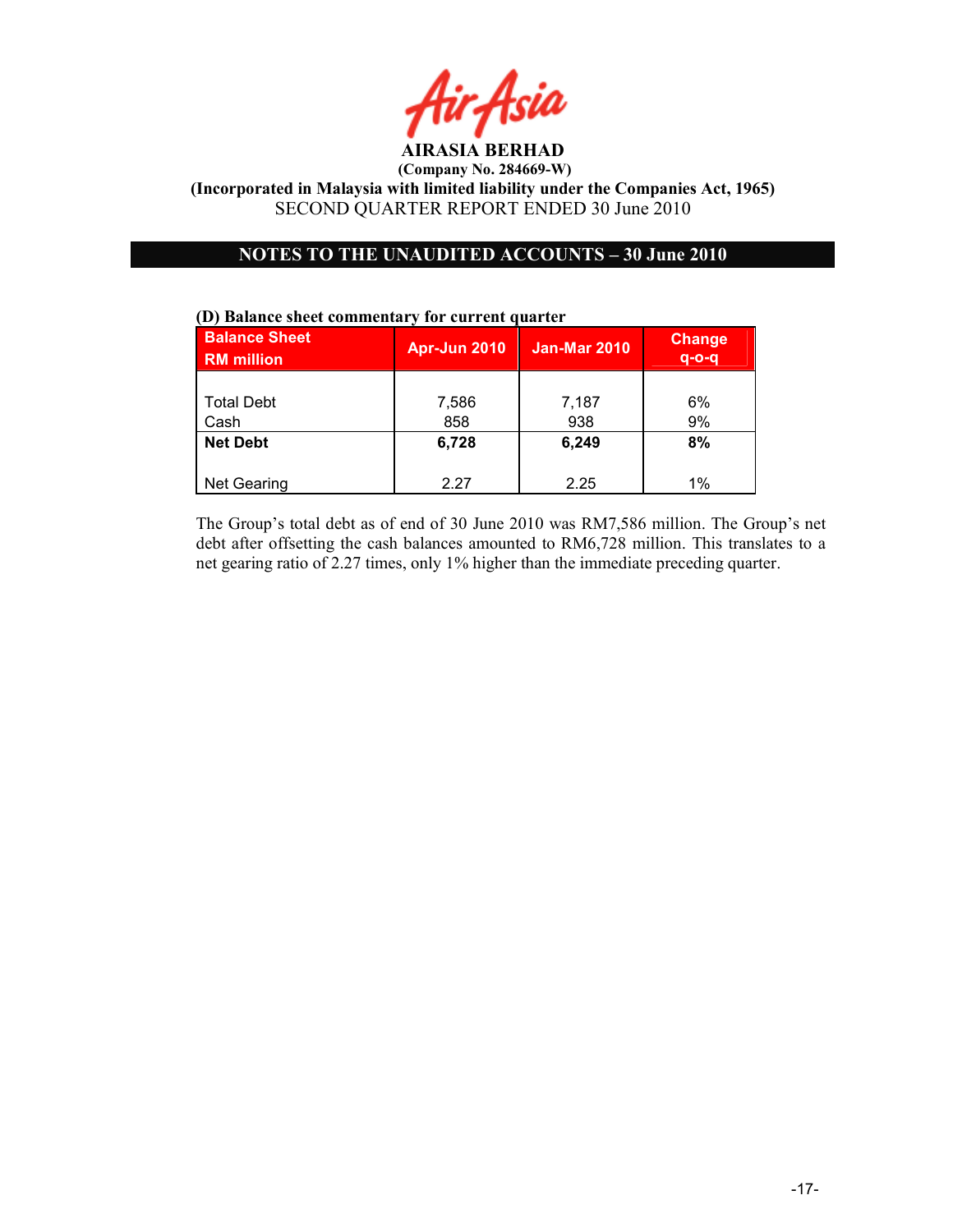AIRASIA BERHAD

(Company No. 284669-W)

(Incorporated in Malaysia with limited liability under the Companies Act, 1965)

SECOND QUARTER REPORT ENDED 30 June 2010

## NOTES TO THE UNAUDITED ACCOUNTS – 30 June 2010

**(D) Balance sheet commentary for current quarter**

| Balance Sheet RM million | Apr-Jun 2010 | Jan-Mar 2010 | Change q-o-q |
|---|---|---|---|
| Total Debt | 7,586 | 7,187 | 6% |
| Cash | 858 | 938 | 9% |
| **Net Debt** | **6,728** | **6,249** | **8%** |
| Net Gearing | 2.27 | 2.25 | 1% |

The Group's total debt as of end of 30 June 2010 was RM7,586 million. The Group's net debt after offsetting the cash balances amounted to RM6,728 million. This translates to a net gearing ratio of 2.27 times, only 1% higher than the immediate preceding quarter.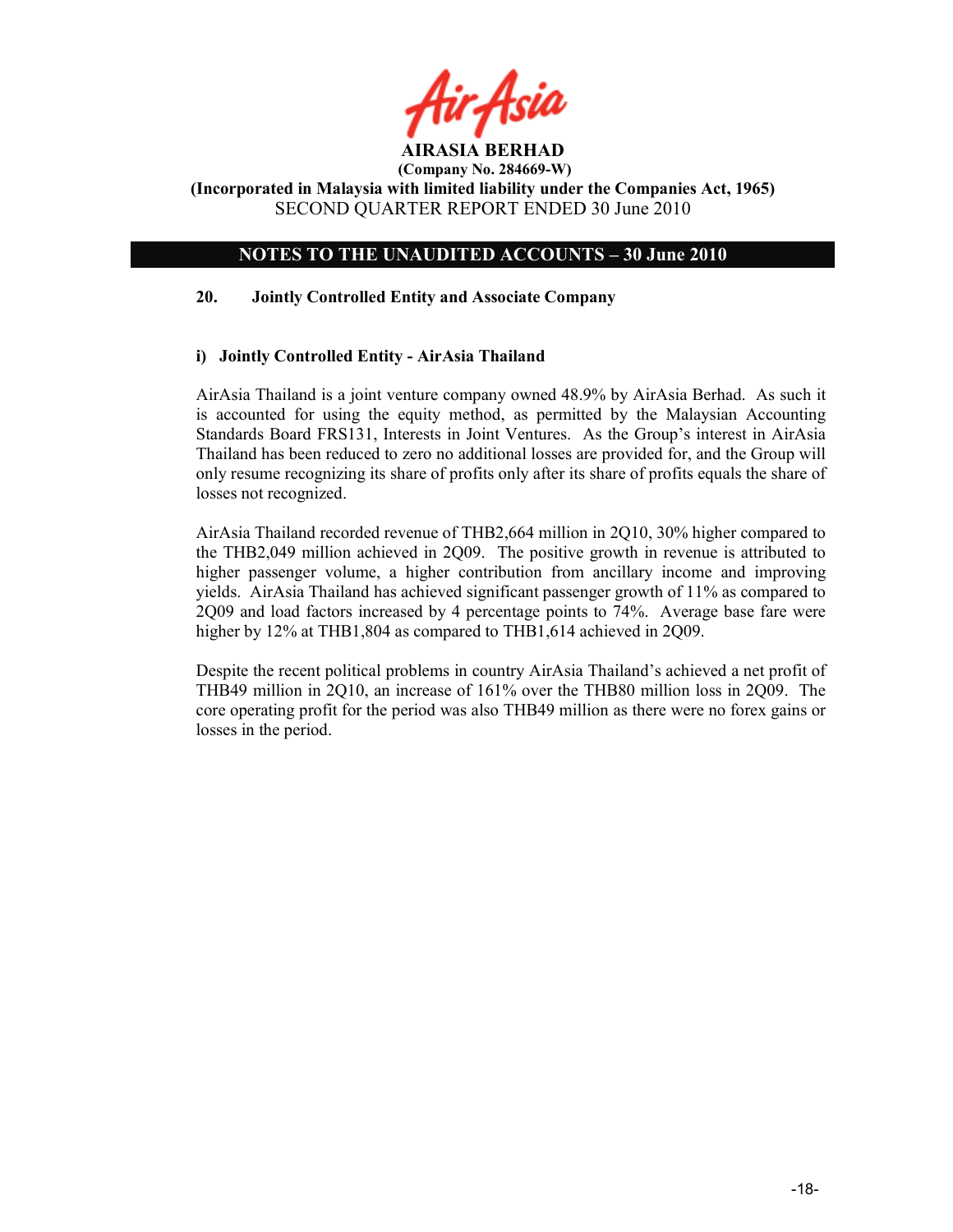AIRASIA BERHAD

(Company No. 284669-W)

(Incorporated in Malaysia with limited liability under the Companies Act, 1965)

SECOND QUARTER REPORT ENDED 30 June 2010

## NOTES TO THE UNAUDITED ACCOUNTS – 30 June 2010

### 20. Jointly Controlled Entity and Associate Company

#### i) Jointly Controlled Entity - AirAsia Thailand

AirAsia Thailand is a joint venture company owned 48.9% by AirAsia Berhad. As such it is accounted for using the equity method, as permitted by the Malaysian Accounting Standards Board FRS131, Interests in Joint Ventures. As the Group's interest in AirAsia Thailand has been reduced to zero no additional losses are provided for, and the Group will only resume recognizing its share of profits only after its share of profits equals the share of losses not recognized.

AirAsia Thailand recorded revenue of THB2,664 million in 2Q10, 30% higher compared to the THB2,049 million achieved in 2Q09. The positive growth in revenue is attributed to higher passenger volume, a higher contribution from ancillary income and improving yields. AirAsia Thailand has achieved significant passenger growth of 11% as compared to 2Q09 and load factors increased by 4 percentage points to 74%. Average base fare were higher by 12% at THB1,804 as compared to THB1,614 achieved in 2Q09.

Despite the recent political problems in country AirAsia Thailand's achieved a net profit of THB49 million in 2Q10, an increase of 161% over the THB80 million loss in 2Q09. The core operating profit for the period was also THB49 million as there were no forex gains or losses in the period.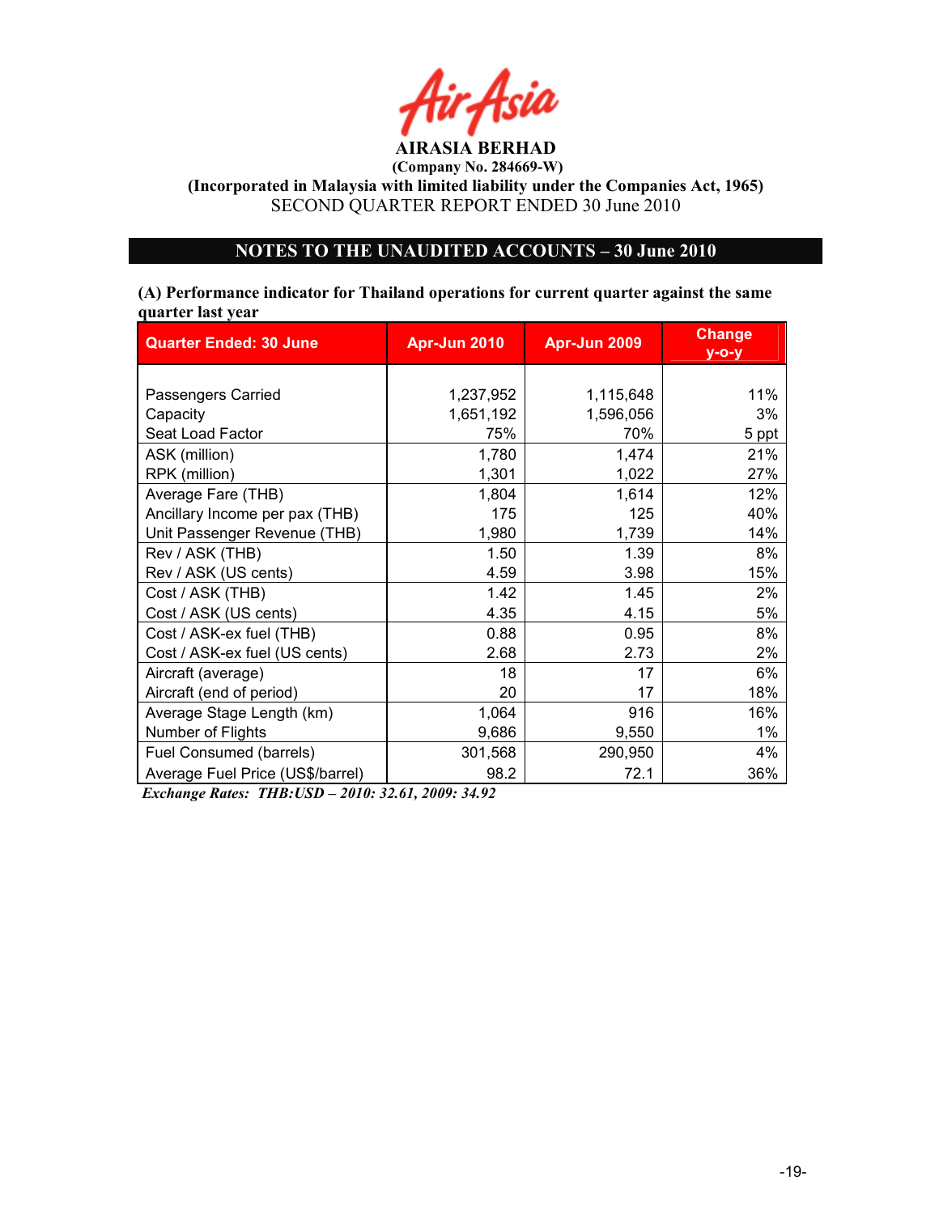**AIRASIA BERHAD**
**(Company No. 284669-W)**
**(Incorporated in Malaysia with limited liability under the Companies Act, 1965)**
SECOND QUARTER REPORT ENDED 30 June 2010

## NOTES TO THE UNAUDITED ACCOUNTS – 30 June 2010

**(A) Performance indicator for Thailand operations for current quarter against the same quarter last year**

| Quarter Ended: 30 June | Apr-Jun 2010 | Apr-Jun 2009 | Change y-o-y |
|---|---|---|---|
| Passengers Carried | 1,237,952 | 1,115,648 | 11% |
| Capacity | 1,651,192 | 1,596,056 | 3% |
| Seat Load Factor | 75% | 70% | 5 ppt |
| ASK (million) | 1,780 | 1,474 | 21% |
| RPK (million) | 1,301 | 1,022 | 27% |
| Average Fare (THB) | 1,804 | 1,614 | 12% |
| Ancillary Income per pax (THB) | 175 | 125 | 40% |
| Unit Passenger Revenue (THB) | 1,980 | 1,739 | 14% |
| Rev / ASK (THB) | 1.50 | 1.39 | 8% |
| Rev / ASK (US cents) | 4.59 | 3.98 | 15% |
| Cost / ASK (THB) | 1.42 | 1.45 | 2% |
| Cost / ASK (US cents) | 4.35 | 4.15 | 5% |
| Cost / ASK-ex fuel (THB) | 0.88 | 0.95 | 8% |
| Cost / ASK-ex fuel (US cents) | 2.68 | 2.73 | 2% |
| Aircraft (average) | 18 | 17 | 6% |
| Aircraft (end of period) | 20 | 17 | 18% |
| Average Stage Length (km) | 1,064 | 916 | 16% |
| Number of Flights | 9,686 | 9,550 | 1% |
| Fuel Consumed (barrels) | 301,568 | 290,950 | 4% |
| Average Fuel Price (US$/barrel) | 98.2 | 72.1 | 36% |

***Exchange Rates: THB:USD – 2010: 32.61, 2009: 34.92***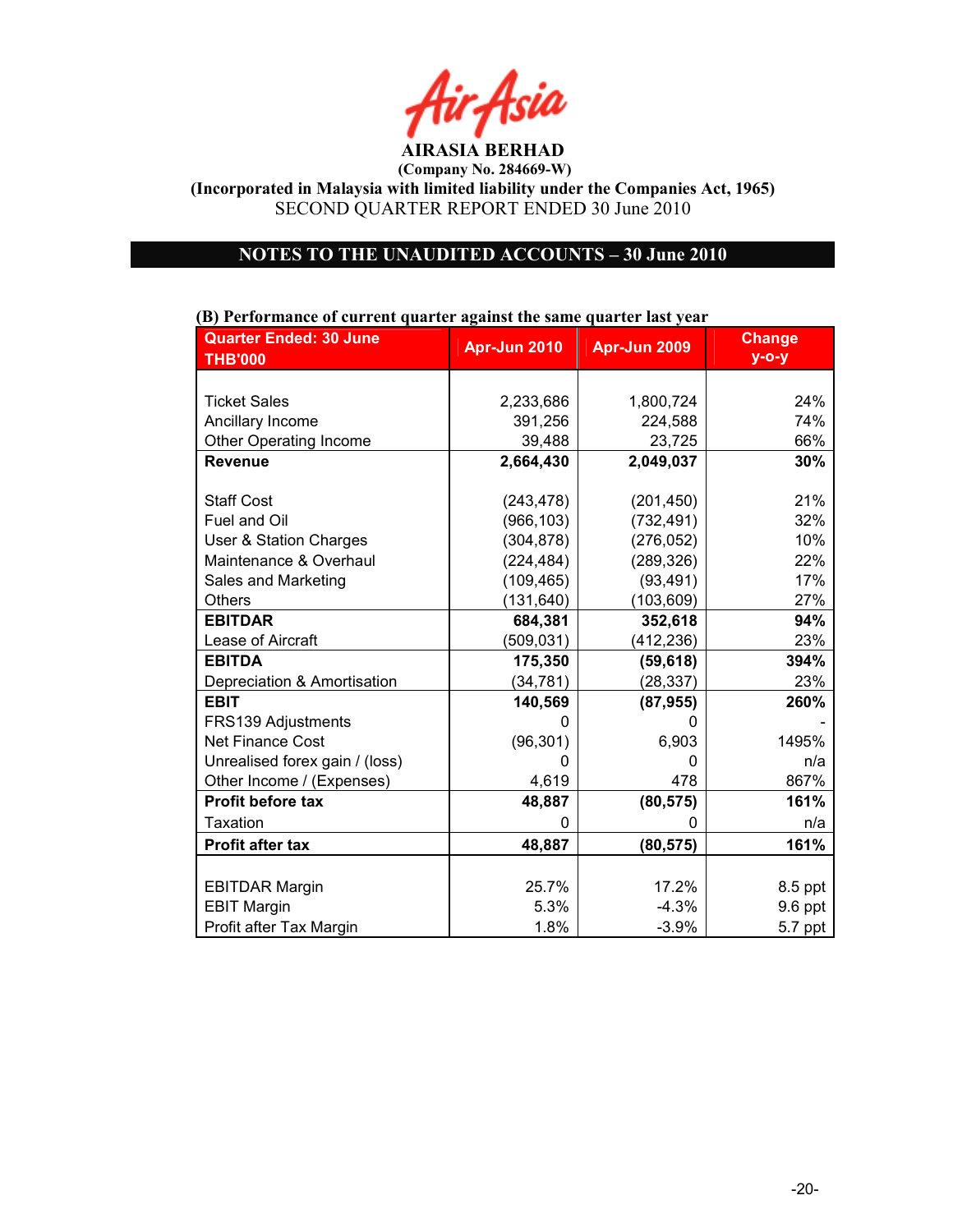AirAsia

**AIRASIA BERHAD**

**(Company No. 284669-W)**

**(Incorporated in Malaysia with limited liability under the Companies Act, 1965)**

SECOND QUARTER REPORT ENDED 30 June 2010

## NOTES TO THE UNAUDITED ACCOUNTS – 30 June 2010

**(B) Performance of current quarter against the same quarter last year**

| Quarter Ended: 30 June THB'000 | Apr-Jun 2010 | Apr-Jun 2009 | Change y-o-y |
|---|---|---|---|
| Ticket Sales | 2,233,686 | 1,800,724 | 24% |
| Ancillary Income | 391,256 | 224,588 | 74% |
| Other Operating Income | 39,488 | 23,725 | 66% |
| **Revenue** | **2,664,430** | **2,049,037** | **30%** |
| Staff Cost | (243,478) | (201,450) | 21% |
| Fuel and Oil | (966,103) | (732,491) | 32% |
| User & Station Charges | (304,878) | (276,052) | 10% |
| Maintenance & Overhaul | (224,484) | (289,326) | 22% |
| Sales and Marketing | (109,465) | (93,491) | 17% |
| Others | (131,640) | (103,609) | 27% |
| **EBITDAR** | **684,381** | **352,618** | **94%** |
| Lease of Aircraft | (509,031) | (412,236) | 23% |
| **EBITDA** | **175,350** | **(59,618)** | **394%** |
| Depreciation & Amortisation | (34,781) | (28,337) | 23% |
| **EBIT** | **140,569** | **(87,955)** | **260%** |
| FRS139 Adjustments | 0 | 0 | - |
| Net Finance Cost | (96,301) | 6,903 | 1495% |
| Unrealised forex gain / (loss) | 0 | 0 | n/a |
| Other Income / (Expenses) | 4,619 | 478 | 867% |
| **Profit before tax** | **48,887** | **(80,575)** | **161%** |
| Taxation | 0 | 0 | n/a |
| **Profit after tax** | **48,887** | **(80,575)** | **161%** |
| EBITDAR Margin | 25.7% | 17.2% | 8.5 ppt |
| EBIT Margin | 5.3% | -4.3% | 9.6 ppt |
| Profit after Tax Margin | 1.8% | -3.9% | 5.7 ppt |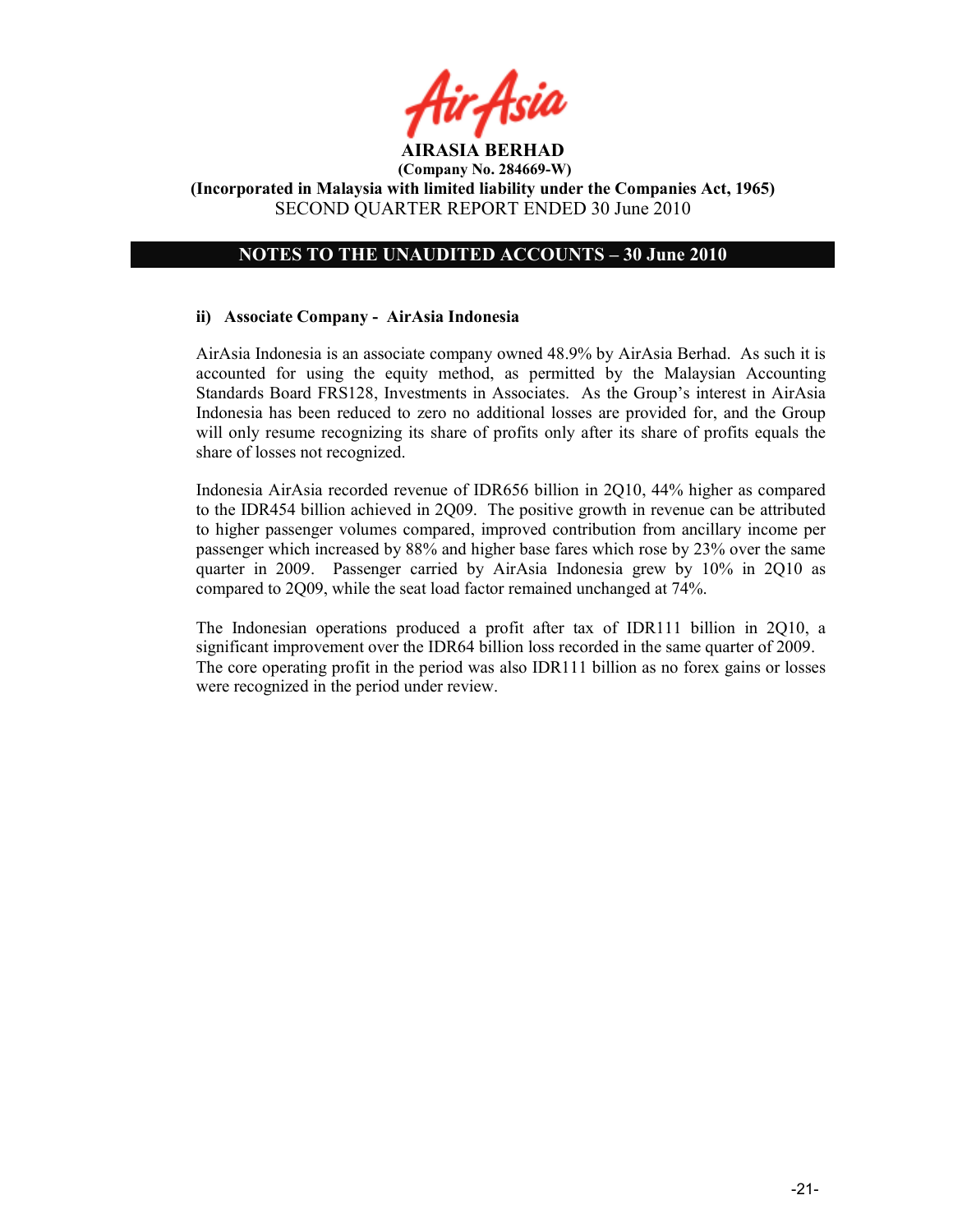**AIRASIA BERHAD**
**(Company No. 284669-W)**
**(Incorporated in Malaysia with limited liability under the Companies Act, 1965)**
SECOND QUARTER REPORT ENDED 30 June 2010

## NOTES TO THE UNAUDITED ACCOUNTS – 30 June 2010

### ii) Associate Company - AirAsia Indonesia

AirAsia Indonesia is an associate company owned 48.9% by AirAsia Berhad. As such it is accounted for using the equity method, as permitted by the Malaysian Accounting Standards Board FRS128, Investments in Associates. As the Group's interest in AirAsia Indonesia has been reduced to zero no additional losses are provided for, and the Group will only resume recognizing its share of profits only after its share of profits equals the share of losses not recognized.

Indonesia AirAsia recorded revenue of IDR656 billion in 2Q10, 44% higher as compared to the IDR454 billion achieved in 2Q09. The positive growth in revenue can be attributed to higher passenger volumes compared, improved contribution from ancillary income per passenger which increased by 88% and higher base fares which rose by 23% over the same quarter in 2009. Passenger carried by AirAsia Indonesia grew by 10% in 2Q10 as compared to 2Q09, while the seat load factor remained unchanged at 74%.

The Indonesian operations produced a profit after tax of IDR111 billion in 2Q10, a significant improvement over the IDR64 billion loss recorded in the same quarter of 2009. The core operating profit in the period was also IDR111 billion as no forex gains or losses were recognized in the period under review.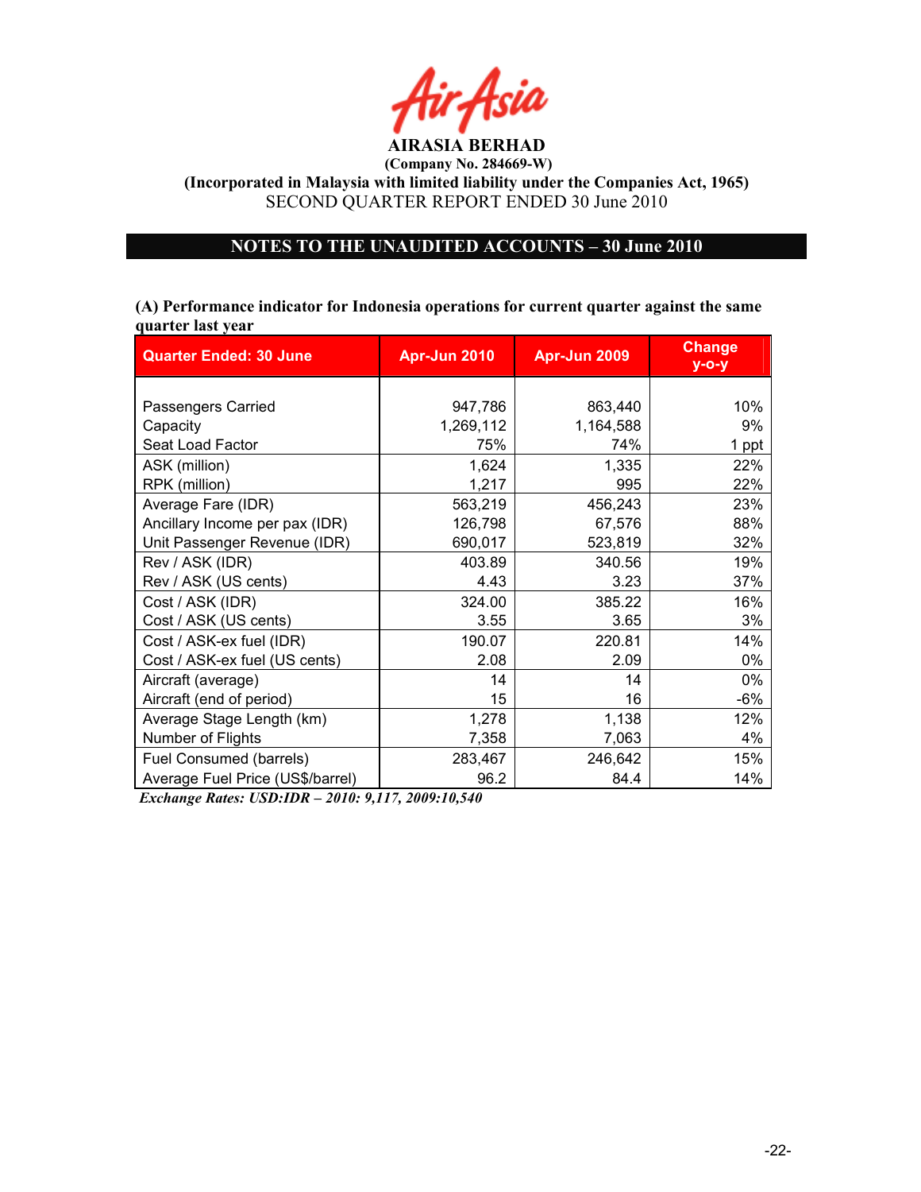**AirAsia**

**AIRASIA BERHAD**
**(Company No. 284669-W)**
**(Incorporated in Malaysia with limited liability under the Companies Act, 1965)**
SECOND QUARTER REPORT ENDED 30 June 2010

## NOTES TO THE UNAUDITED ACCOUNTS – 30 June 2010

**(A) Performance indicator for Indonesia operations for current quarter against the same quarter last year**

| Quarter Ended: 30 June | Apr-Jun 2010 | Apr-Jun 2009 | Change y-o-y |
|---|---|---|---|
| Passengers Carried | 947,786 | 863,440 | 10% |
| Capacity | 1,269,112 | 1,164,588 | 9% |
| Seat Load Factor | 75% | 74% | 1 ppt |
| ASK (million) | 1,624 | 1,335 | 22% |
| RPK (million) | 1,217 | 995 | 22% |
| Average Fare (IDR) | 563,219 | 456,243 | 23% |
| Ancillary Income per pax (IDR) | 126,798 | 67,576 | 88% |
| Unit Passenger Revenue (IDR) | 690,017 | 523,819 | 32% |
| Rev / ASK (IDR) | 403.89 | 340.56 | 19% |
| Rev / ASK (US cents) | 4.43 | 3.23 | 37% |
| Cost / ASK (IDR) | 324.00 | 385.22 | 16% |
| Cost / ASK (US cents) | 3.55 | 3.65 | 3% |
| Cost / ASK-ex fuel (IDR) | 190.07 | 220.81 | 14% |
| Cost / ASK-ex fuel (US cents) | 2.08 | 2.09 | 0% |
| Aircraft (average) | 14 | 14 | 0% |
| Aircraft (end of period) | 15 | 16 | -6% |
| Average Stage Length (km) | 1,278 | 1,138 | 12% |
| Number of Flights | 7,358 | 7,063 | 4% |
| Fuel Consumed (barrels) | 283,467 | 246,642 | 15% |
| Average Fuel Price (US$/barrel) | 96.2 | 84.4 | 14% |

***Exchange Rates: USD:IDR – 2010: 9,117, 2009:10,540***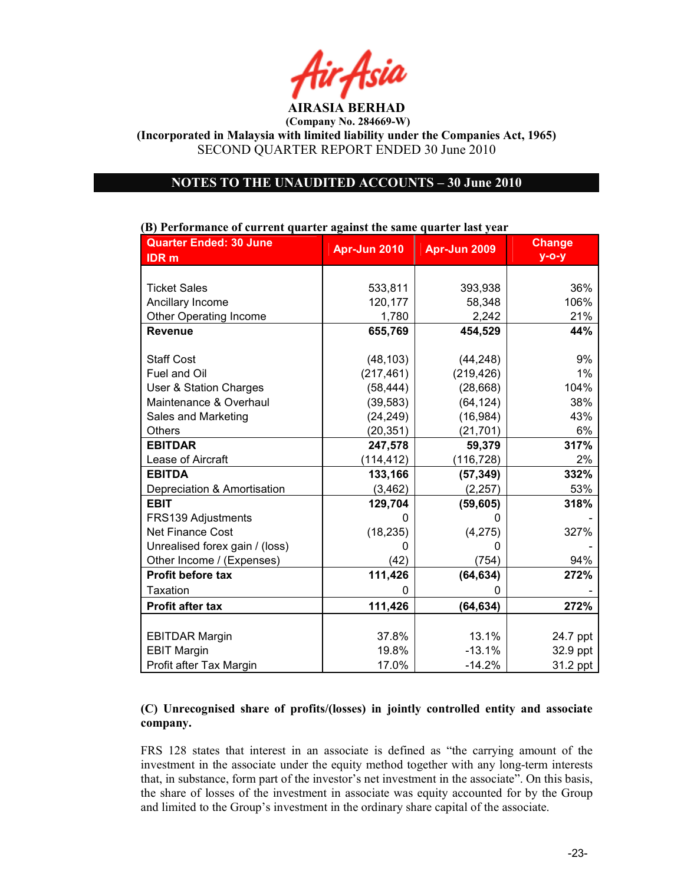**AIRASIA BERHAD**
**(Company No. 284669-W)**
**(Incorporated in Malaysia with limited liability under the Companies Act, 1965)**
SECOND QUARTER REPORT ENDED 30 June 2010

## NOTES TO THE UNAUDITED ACCOUNTS – 30 June 2010

**(B) Performance of current quarter against the same quarter last year**

| Quarter Ended: 30 June IDR m | Apr-Jun 2010 | Apr-Jun 2009 | Change y-o-y |
|---|---|---|---|
| Ticket Sales | 533,811 | 393,938 | 36% |
| Ancillary Income | 120,177 | 58,348 | 106% |
| Other Operating Income | 1,780 | 2,242 | 21% |
| **Revenue** | **655,769** | **454,529** | **44%** |
| Staff Cost | (48,103) | (44,248) | 9% |
| Fuel and Oil | (217,461) | (219,426) | 1% |
| User & Station Charges | (58,444) | (28,668) | 104% |
| Maintenance & Overhaul | (39,583) | (64,124) | 38% |
| Sales and Marketing | (24,249) | (16,984) | 43% |
| Others | (20,351) | (21,701) | 6% |
| **EBITDAR** | **247,578** | **59,379** | **317%** |
| Lease of Aircraft | (114,412) | (116,728) | 2% |
| **EBITDA** | **133,166** | **(57,349)** | **332%** |
| Depreciation & Amortisation | (3,462) | (2,257) | 53% |
| **EBIT** | **129,704** | **(59,605)** | **318%** |
| FRS139 Adjustments | 0 | 0 | - |
| Net Finance Cost | (18,235) | (4,275) | 327% |
| Unrealised forex gain / (loss) | 0 | 0 | - |
| Other Income / (Expenses) | (42) | (754) | 94% |
| **Profit before tax** | **111,426** | **(64,634)** | **272%** |
| Taxation | 0 | 0 | - |
| **Profit after tax** | **111,426** | **(64,634)** | **272%** |
| EBITDAR Margin | 37.8% | 13.1% | 24.7 ppt |
| EBIT Margin | 19.8% | -13.1% | 32.9 ppt |
| Profit after Tax Margin | 17.0% | -14.2% | 31.2 ppt |

**(C) Unrecognised share of profits/(losses) in jointly controlled entity and associate company.**

FRS 128 states that interest in an associate is defined as "the carrying amount of the investment in the associate under the equity method together with any long-term interests that, in substance, form part of the investor's net investment in the associate". On this basis, the share of losses of the investment in associate was equity accounted for by the Group and limited to the Group's investment in the ordinary share capital of the associate.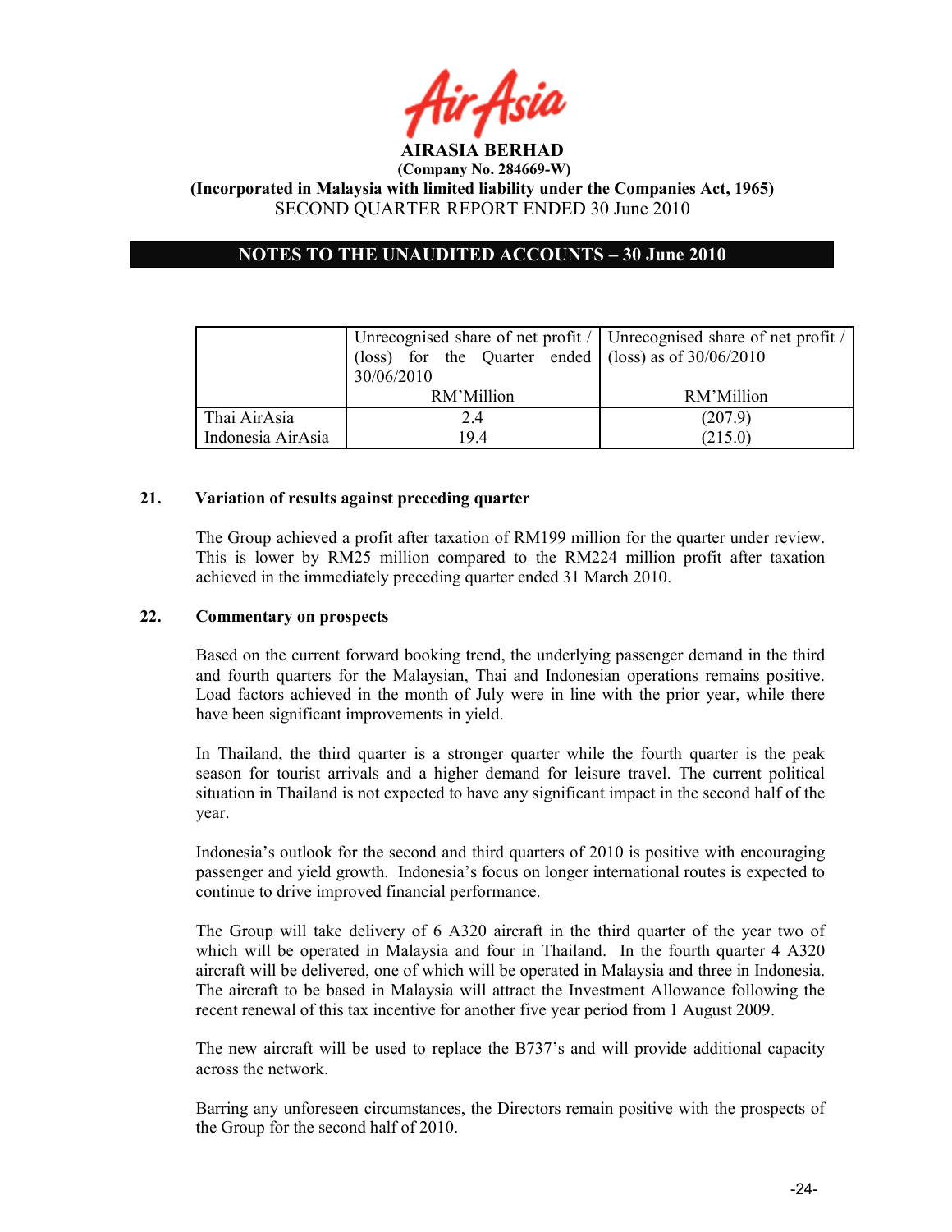| | Unrecognised share of net profit / (loss) for the Quarter ended 30/06/2010 | Unrecognised share of net profit / (loss) as of 30/06/2010 |
|---|---|---|
| | RM'Million | RM'Million |
| Thai AirAsia | 2.4 | (207.9) |
| Indonesia AirAsia | 19.4 | (215.0) |

## 21. Variation of results against preceding quarter

The Group achieved a profit after taxation of RM199 million for the quarter under review. This is lower by RM25 million compared to the RM224 million profit after taxation achieved in the immediately preceding quarter ended 31 March 2010.

## 22. Commentary on prospects

Based on the current forward booking trend, the underlying passenger demand in the third and fourth quarters for the Malaysian, Thai and Indonesian operations remains positive. Load factors achieved in the month of July were in line with the prior year, while there have been significant improvements in yield.

In Thailand, the third quarter is a stronger quarter while the fourth quarter is the peak season for tourist arrivals and a higher demand for leisure travel. The current political situation in Thailand is not expected to have any significant impact in the second half of the year.

Indonesia's outlook for the second and third quarters of 2010 is positive with encouraging passenger and yield growth. Indonesia's focus on longer international routes is expected to continue to drive improved financial performance.

The Group will take delivery of 6 A320 aircraft in the third quarter of the year two of which will be operated in Malaysia and four in Thailand. In the fourth quarter 4 A320 aircraft will be delivered, one of which will be operated in Malaysia and three in Indonesia. The aircraft to be based in Malaysia will attract the Investment Allowance following the recent renewal of this tax incentive for another five year period from 1 August 2009.

The new aircraft will be used to replace the B737's and will provide additional capacity across the network.

Barring any unforeseen circumstances, the Directors remain positive with the prospects of the Group for the second half of 2010.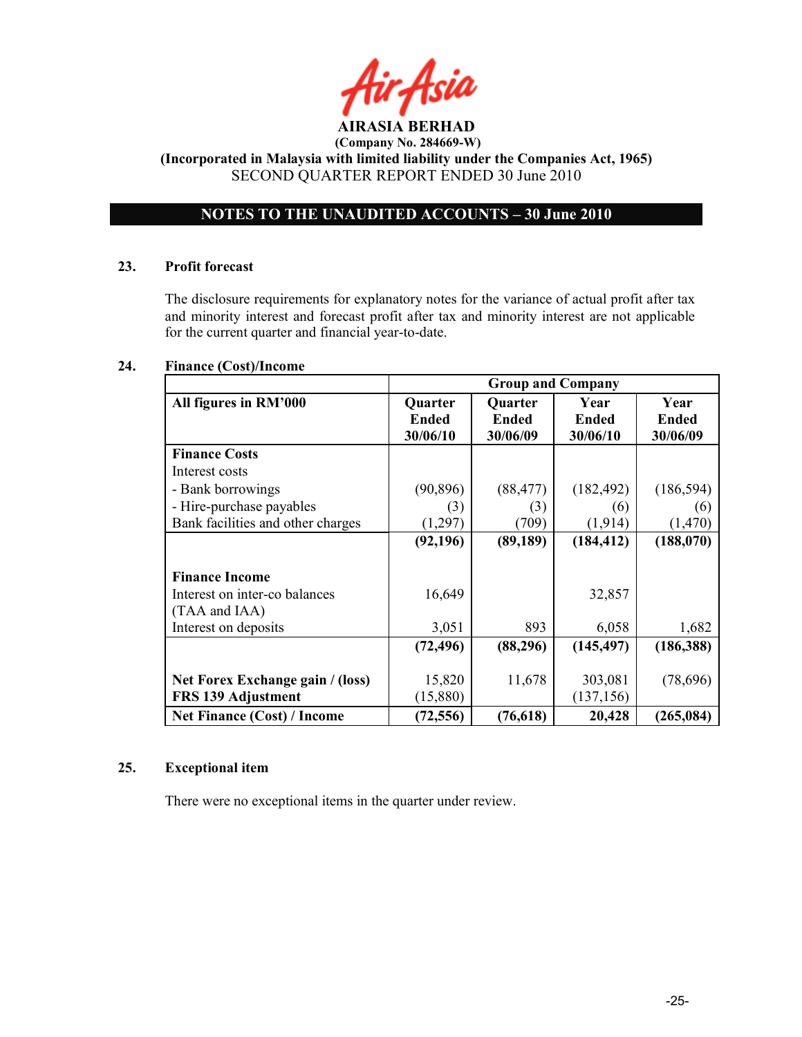AIRASIA BERHAD

(Company No. 284669-W)

(Incorporated in Malaysia with limited liability under the Companies Act, 1965)

SECOND QUARTER REPORT ENDED 30 June 2010

## NOTES TO THE UNAUDITED ACCOUNTS – 30 June 2010

### 23. Profit forecast

The disclosure requirements for explanatory notes for the variance of actual profit after tax and minority interest and forecast profit after tax and minority interest are not applicable for the current quarter and financial year-to-date.

### 24. Finance (Cost)/Income

| | Group and Company | | | |
|---|---|---|---|---|
| **All figures in RM'000** | **Quarter Ended 30/06/10** | **Quarter Ended 30/06/09** | **Year Ended 30/06/10** | **Year Ended 30/06/09** |
| **Finance Costs** | | | | |
| Interest costs | | | | |
| - Bank borrowings | (90,896) | (88,477) | (182,492) | (186,594) |
| - Hire-purchase payables | (3) | (3) | (6) | (6) |
| Bank facilities and other charges | (1,297) | (709) | (1,914) | (1,470) |
| | **(92,196)** | **(89,189)** | **(184,412)** | **(188,070)** |
| **Finance Income** | | | | |
| Interest on inter-co balances (TAA and IAA) | 16,649 | | 32,857 | |
| Interest on deposits | 3,051 | 893 | 6,058 | 1,682 |
| | **(72,496)** | **(88,296)** | **(145,497)** | **(186,388)** |
| **Net Forex Exchange gain / (loss)** | 15,820 | 11,678 | 303,081 | (78,696) |
| **FRS 139 Adjustment** | (15,880) | | (137,156) | |
| **Net Finance (Cost) / Income** | **(72,556)** | **(76,618)** | **20,428** | **(265,084)** |

### 25. Exceptional item

There were no exceptional items in the quarter under review.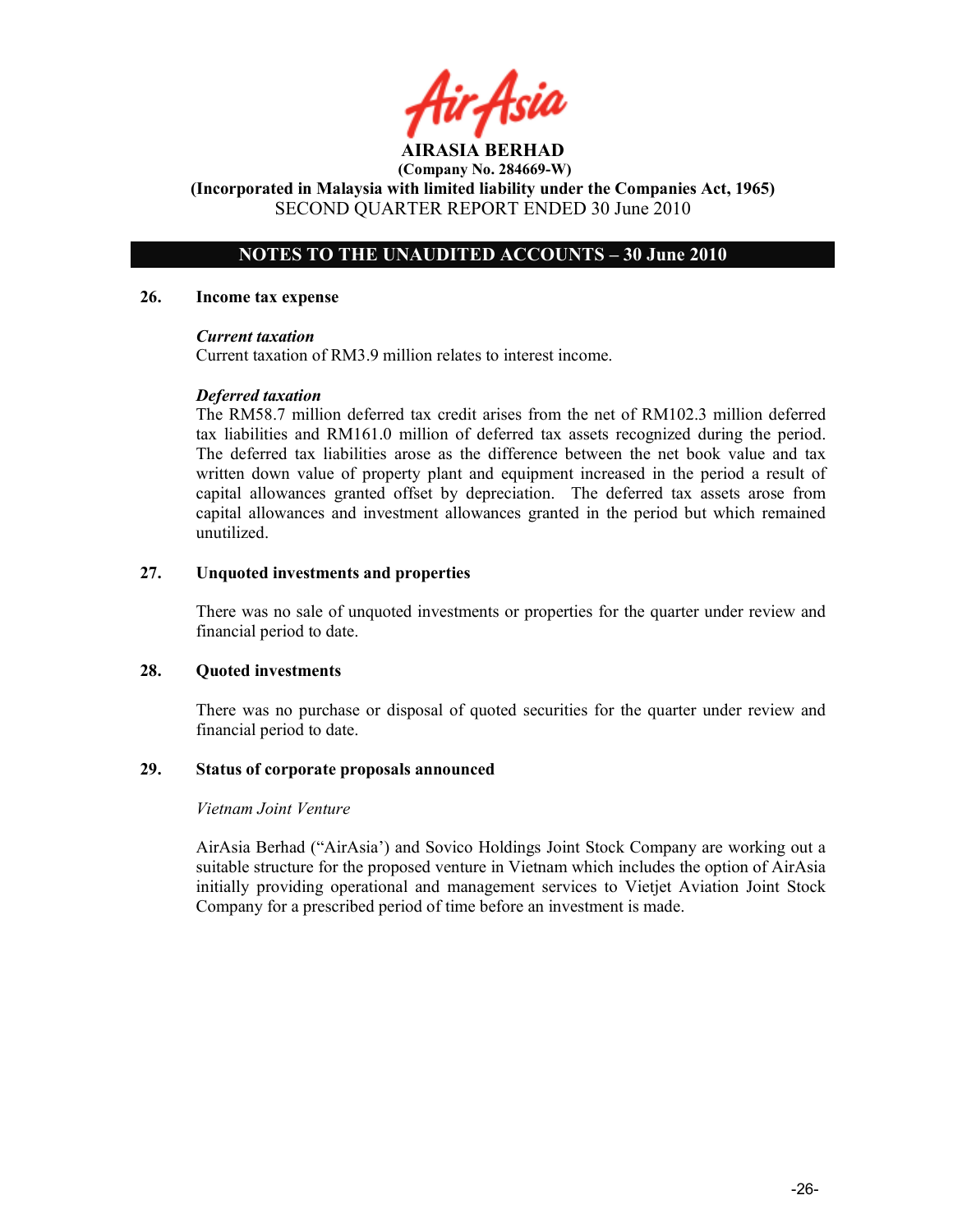**AIRASIA BERHAD**
**(Company No. 284669-W)**
**(Incorporated in Malaysia with limited liability under the Companies Act, 1965)**
SECOND QUARTER REPORT ENDED 30 June 2010

## NOTES TO THE UNAUDITED ACCOUNTS – 30 June 2010

### 26. Income tax expense

***Current taxation***
Current taxation of RM3.9 million relates to interest income.

***Deferred taxation***
The RM58.7 million deferred tax credit arises from the net of RM102.3 million deferred tax liabilities and RM161.0 million of deferred tax assets recognized during the period. The deferred tax liabilities arose as the difference between the net book value and tax written down value of property plant and equipment increased in the period a result of capital allowances granted offset by depreciation. The deferred tax assets arose from capital allowances and investment allowances granted in the period but which remained unutilized.

### 27. Unquoted investments and properties

There was no sale of unquoted investments or properties for the quarter under review and financial period to date.

### 28. Quoted investments

There was no purchase or disposal of quoted securities for the quarter under review and financial period to date.

### 29. Status of corporate proposals announced

*Vietnam Joint Venture*

AirAsia Berhad ("AirAsia') and Sovico Holdings Joint Stock Company are working out a suitable structure for the proposed venture in Vietnam which includes the option of AirAsia initially providing operational and management services to Vietjet Aviation Joint Stock Company for a prescribed period of time before an investment is made.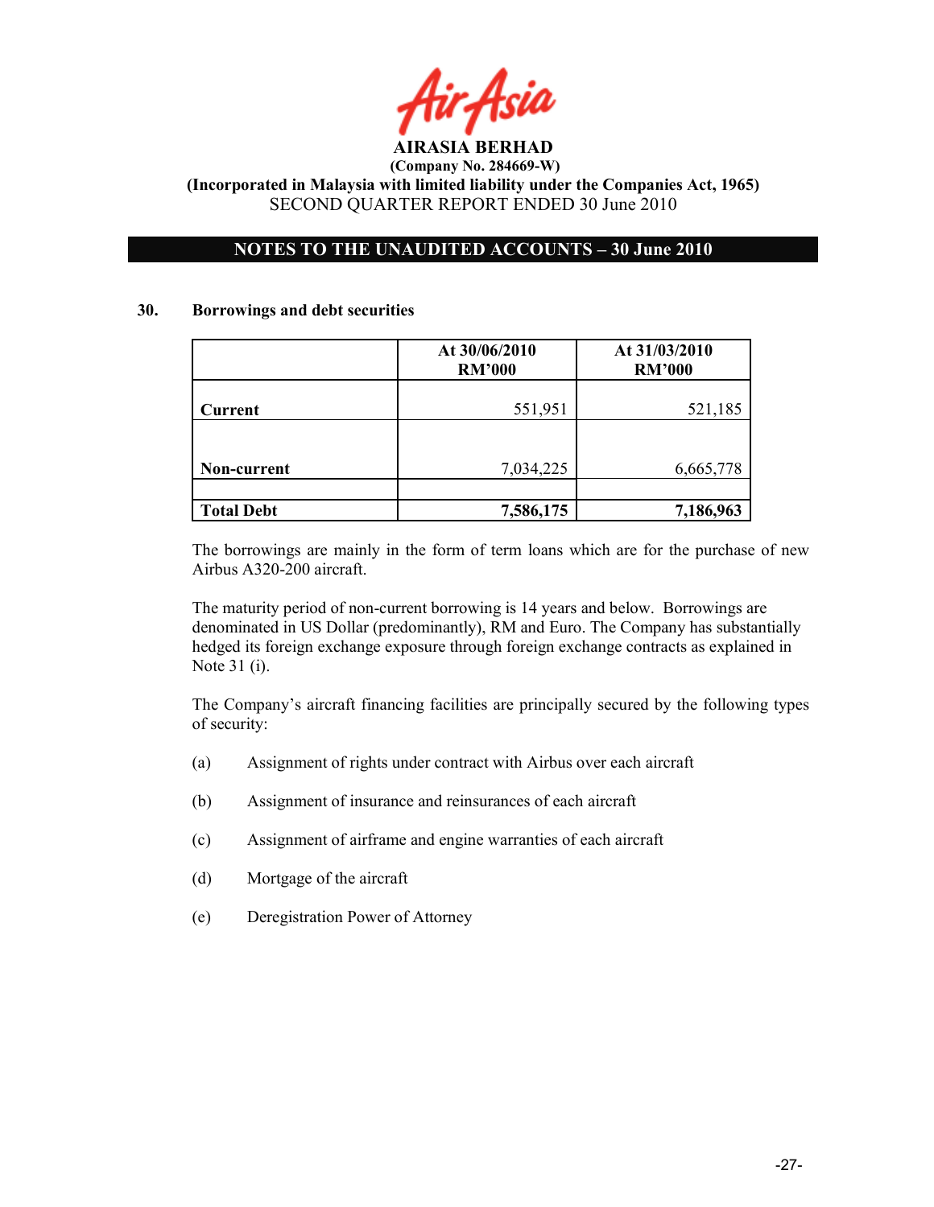**AIRASIA BERHAD**

**(Company No. 284669-W)**

**(Incorporated in Malaysia with limited liability under the Companies Act, 1965)**

SECOND QUARTER REPORT ENDED 30 June 2010

**NOTES TO THE UNAUDITED ACCOUNTS – 30 June 2010**

## 30. Borrowings and debt securities

| | At 30/06/2010 RM'000 | At 31/03/2010 RM'000 |
|---|---|---|
| **Current** | 551,951 | 521,185 |
| **Non-current** | 7,034,225 | 6,665,778 |
| | | |
| **Total Debt** | **7,586,175** | **7,186,963** |

The borrowings are mainly in the form of term loans which are for the purchase of new Airbus A320-200 aircraft.

The maturity period of non-current borrowing is 14 years and below. Borrowings are denominated in US Dollar (predominantly), RM and Euro. The Company has substantially hedged its foreign exchange exposure through foreign exchange contracts as explained in Note 31 (i).

The Company's aircraft financing facilities are principally secured by the following types of security:

(a) Assignment of rights under contract with Airbus over each aircraft

(b) Assignment of insurance and reinsurances of each aircraft

(c) Assignment of airframe and engine warranties of each aircraft

(d) Mortgage of the aircraft

(e) Deregistration Power of Attorney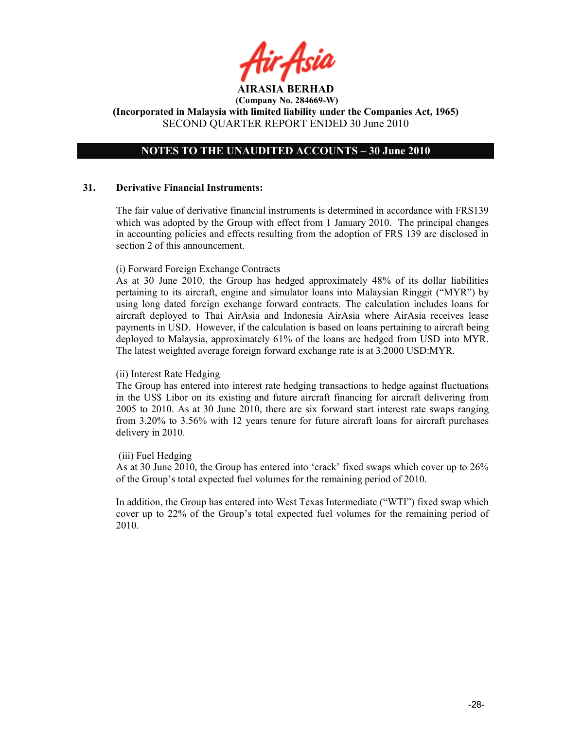**AIRASIA BERHAD**
**(Company No. 284669-W)**
**(Incorporated in Malaysia with limited liability under the Companies Act, 1965)**
SECOND QUARTER REPORT ENDED 30 June 2010

## NOTES TO THE UNAUDITED ACCOUNTS – 30 June 2010

### 31. Derivative Financial Instruments:

The fair value of derivative financial instruments is determined in accordance with FRS139 which was adopted by the Group with effect from 1 January 2010. The principal changes in accounting policies and effects resulting from the adoption of FRS 139 are disclosed in section 2 of this announcement.

(i) Forward Foreign Exchange Contracts
As at 30 June 2010, the Group has hedged approximately 48% of its dollar liabilities pertaining to its aircraft, engine and simulator loans into Malaysian Ringgit ("MYR") by using long dated foreign exchange forward contracts. The calculation includes loans for aircraft deployed to Thai AirAsia and Indonesia AirAsia where AirAsia receives lease payments in USD. However, if the calculation is based on loans pertaining to aircraft being deployed to Malaysia, approximately 61% of the loans are hedged from USD into MYR. The latest weighted average foreign forward exchange rate is at 3.2000 USD:MYR.

(ii) Interest Rate Hedging
The Group has entered into interest rate hedging transactions to hedge against fluctuations in the US$ Libor on its existing and future aircraft financing for aircraft delivering from 2005 to 2010. As at 30 June 2010, there are six forward start interest rate swaps ranging from 3.20% to 3.56% with 12 years tenure for future aircraft loans for aircraft purchases delivery in 2010.

(iii) Fuel Hedging
As at 30 June 2010, the Group has entered into 'crack' fixed swaps which cover up to 26% of the Group's total expected fuel volumes for the remaining period of 2010.

In addition, the Group has entered into West Texas Intermediate ("WTI") fixed swap which cover up to 22% of the Group's total expected fuel volumes for the remaining period of 2010.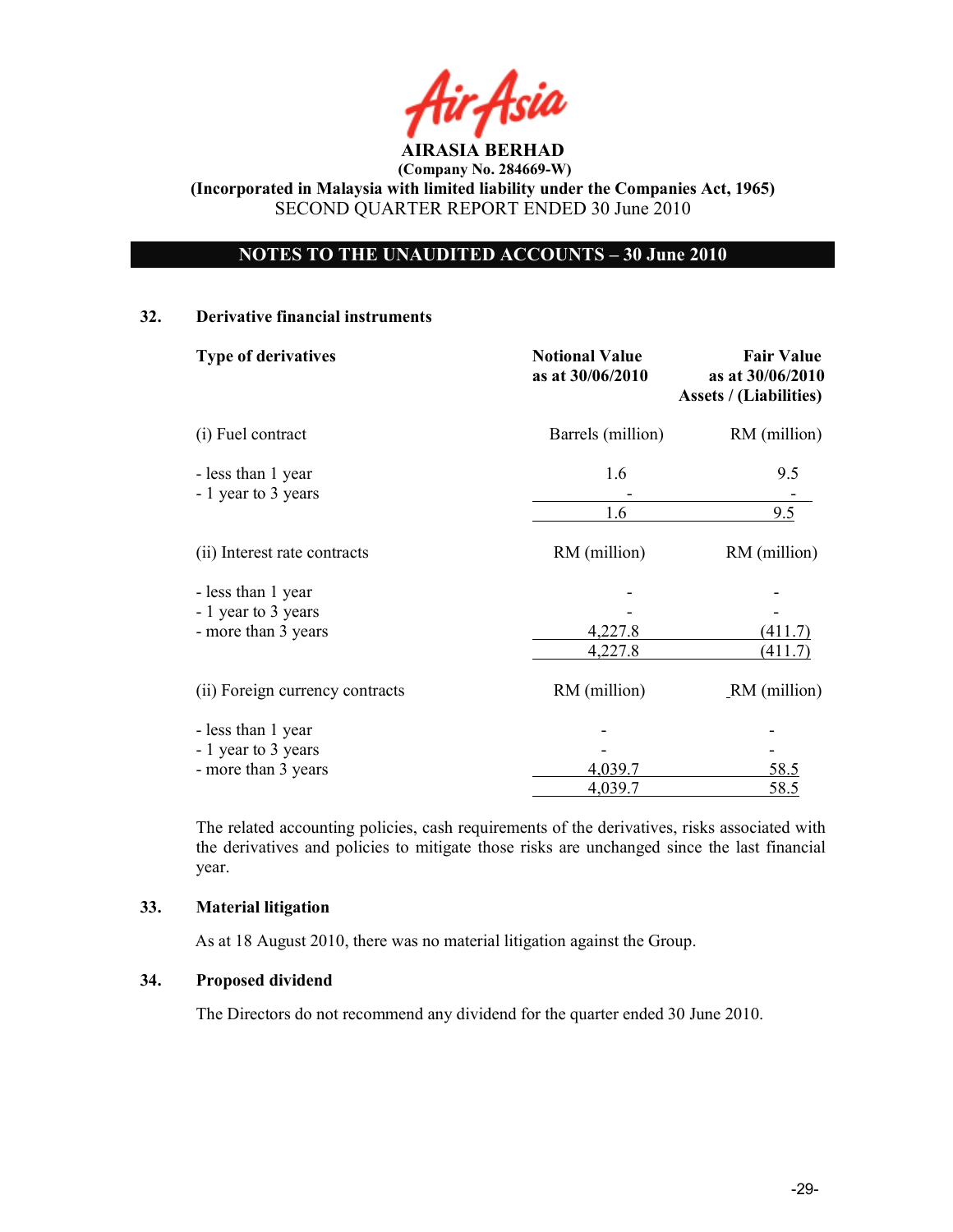**AIRASIA BERHAD**
**(Company No. 284669-W)**
**(Incorporated in Malaysia with limited liability under the Companies Act, 1965)**
SECOND QUARTER REPORT ENDED 30 June 2010

**NOTES TO THE UNAUDITED ACCOUNTS – 30 June 2010**

## 32. Derivative financial instruments

| Type of derivatives | Notional Value as at 30/06/2010 | Fair Value as at 30/06/2010 Assets / (Liabilities) |
|---|---|---|
| (i) Fuel contract | Barrels (million) | RM (million) |
| - less than 1 year | 1.6 | 9.5 |
| - 1 year to 3 years | - | - |
| | 1.6 | 9.5 |
| (ii) Interest rate contracts | RM (million) | RM (million) |
| - less than 1 year | - | - |
| - 1 year to 3 years | - | - |
| - more than 3 years | 4,227.8 | (411.7) |
| | 4,227.8 | (411.7) |
| (ii) Foreign currency contracts | RM (million) | RM (million) |
| - less than 1 year | - | - |
| - 1 year to 3 years | - | - |
| - more than 3 years | 4,039.7 | 58.5 |
| | 4,039.7 | 58.5 |

The related accounting policies, cash requirements of the derivatives, risks associated with the derivatives and policies to mitigate those risks are unchanged since the last financial year.

## 33. Material litigation

As at 18 August 2010, there was no material litigation against the Group.

## 34. Proposed dividend

The Directors do not recommend any dividend for the quarter ended 30 June 2010.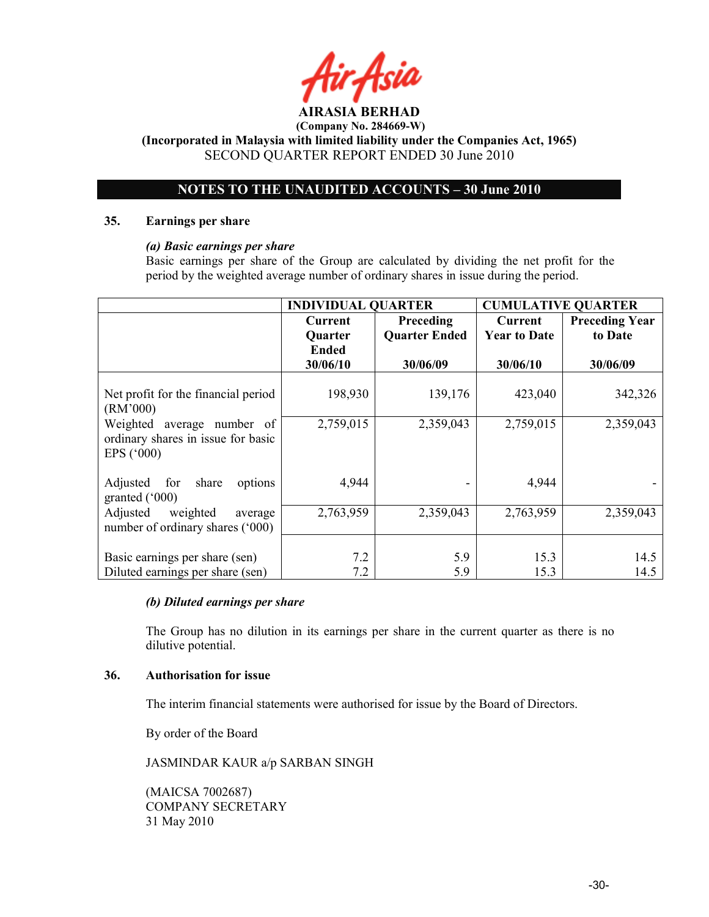**AIRASIA BERHAD**
**(Company No. 284669-W)**
**(Incorporated in Malaysia with limited liability under the Companies Act, 1965)**
SECOND QUARTER REPORT ENDED 30 June 2010

## NOTES TO THE UNAUDITED ACCOUNTS – 30 June 2010

### 35. Earnings per share

***(a) Basic earnings per share***

Basic earnings per share of the Group are calculated by dividing the net profit for the period by the weighted average number of ordinary shares in issue during the period.

| | INDIVIDUAL QUARTER | | CUMULATIVE QUARTER | |
|---|---|---|---|---|
| | **Current Quarter Ended 30/06/10** | **Preceding Quarter Ended 30/06/09** | **Current Year to Date 30/06/10** | **Preceding Year to Date 30/06/09** |
| Net profit for the financial period (RM'000) | 198,930 | 139,176 | 423,040 | 342,326 |
| Weighted average number of ordinary shares in issue for basic EPS ('000) | 2,759,015 | 2,359,043 | 2,759,015 | 2,359,043 |
| Adjusted for share options granted ('000) | 4,944 | - | 4,944 | - |
| Adjusted weighted average number of ordinary shares ('000) | 2,763,959 | 2,359,043 | 2,763,959 | 2,359,043 |
| Basic earnings per share (sen) | 7.2 | 5.9 | 15.3 | 14.5 |
| Diluted earnings per share (sen) | 7.2 | 5.9 | 15.3 | 14.5 |

***(b) Diluted earnings per share***

The Group has no dilution in its earnings per share in the current quarter as there is no dilutive potential.

### 36. Authorisation for issue

The interim financial statements were authorised for issue by the Board of Directors.

By order of the Board

JASMINDAR KAUR a/p SARBAN SINGH

(MAICSA 7002687)
COMPANY SECRETARY
31 May 2010